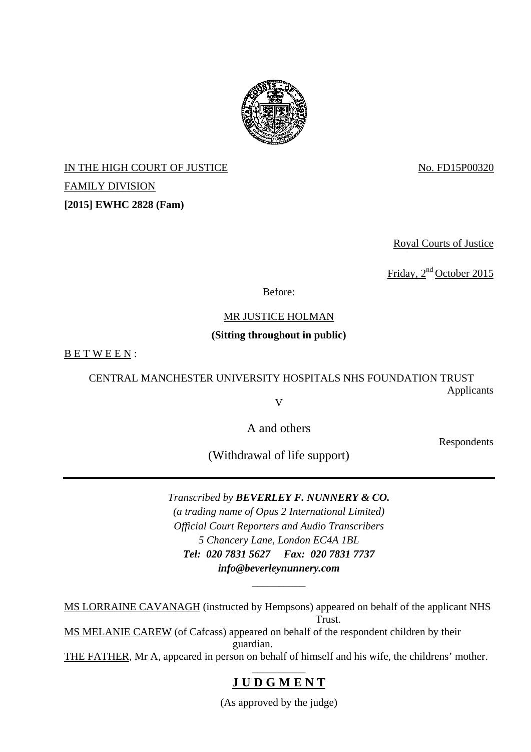IN THE HIGH COURT OF JUSTICE

FAMILY DIVISION

**[2015] EWHC 2828 (Fam)**

No. FD15P00320

Royal Courts of Justice

Friday, 2nd October 2015

Before:

MR JUSTICE HOLMAN

**(Sitting throughout in public)**

B E T W E E N :

CENTRAL MANCHESTER UNIVERSITY HOSPITALS NHS FOUNDATION TRUST

Applicants

V

A and others

Respondents

(Withdrawal of life support)

---

*Transcribed by* ***BEVERLEY F. NUNNERY & CO.***

*(a trading name of Opus 2 International Limited)*

*Official Court Reporters and Audio Transcribers*

*5 Chancery Lane, London EC4A 1BL*

***Tel: 020 7831 5627 Fax: 020 7831 7737***

***info@beverleynunnery.com***

__________

MS LORRAINE CAVANAGH (instructed by Hempsons) appeared on behalf of the applicant NHS Trust.

MS MELANIE CAREW (of Cafcass) appeared on behalf of the respondent children by their guardian.

THE FATHER, Mr A, appeared in person on behalf of himself and his wife, the childrens' mother.

__________

# J U D G M E N T

(As approved by the judge)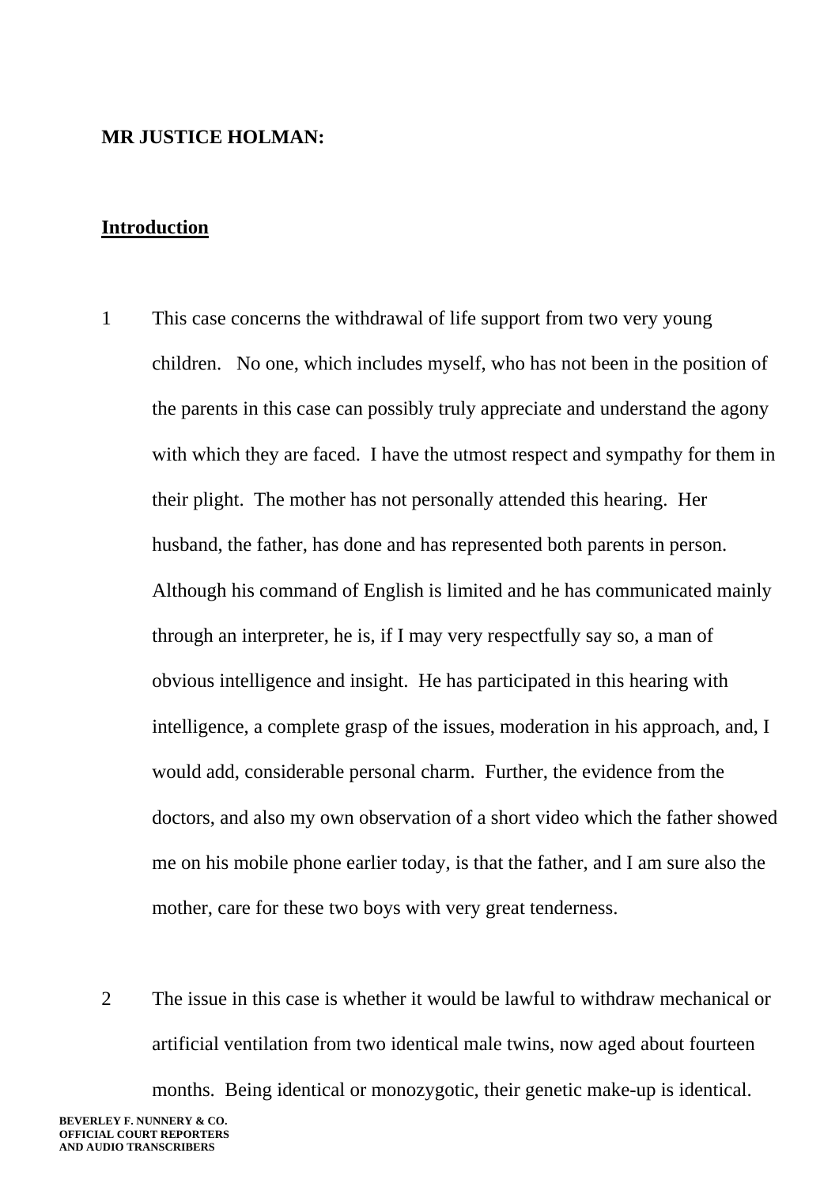**MR JUSTICE HOLMAN:**

## Introduction

1 This case concerns the withdrawal of life support from two very young children. No one, which includes myself, who has not been in the position of the parents in this case can possibly truly appreciate and understand the agony with which they are faced. I have the utmost respect and sympathy for them in their plight. The mother has not personally attended this hearing. Her husband, the father, has done and has represented both parents in person. Although his command of English is limited and he has communicated mainly through an interpreter, he is, if I may very respectfully say so, a man of obvious intelligence and insight. He has participated in this hearing with intelligence, a complete grasp of the issues, moderation in his approach, and, I would add, considerable personal charm. Further, the evidence from the doctors, and also my own observation of a short video which the father showed me on his mobile phone earlier today, is that the father, and I am sure also the mother, care for these two boys with very great tenderness.

2 The issue in this case is whether it would be lawful to withdraw mechanical or artificial ventilation from two identical male twins, now aged about fourteen months. Being identical or monozygotic, their genetic make-up is identical.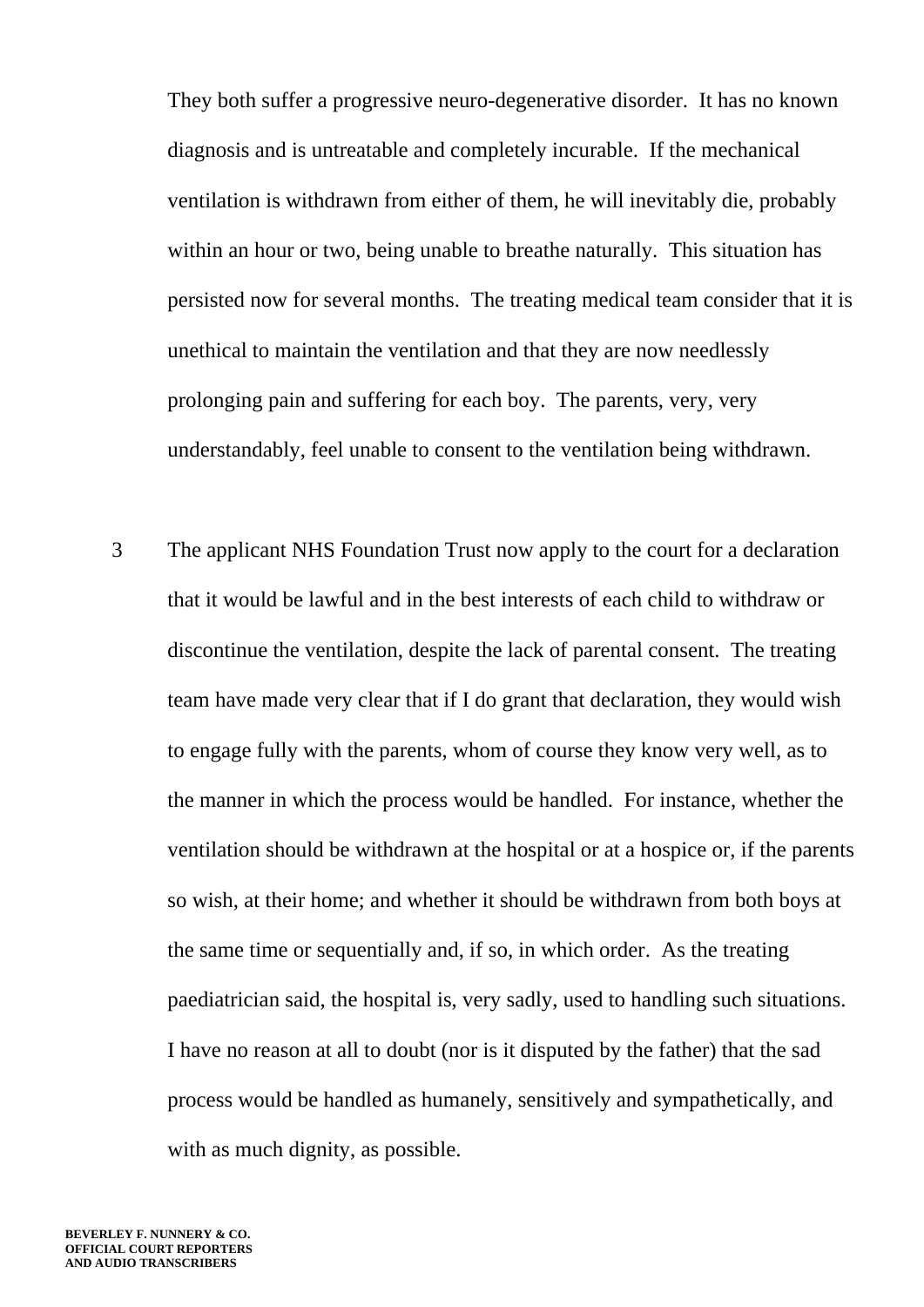They both suffer a progressive neuro-degenerative disorder. It has no known diagnosis and is untreatable and completely incurable. If the mechanical ventilation is withdrawn from either of them, he will inevitably die, probably within an hour or two, being unable to breathe naturally. This situation has persisted now for several months. The treating medical team consider that it is unethical to maintain the ventilation and that they are now needlessly prolonging pain and suffering for each boy. The parents, very, very understandably, feel unable to consent to the ventilation being withdrawn.

3 The applicant NHS Foundation Trust now apply to the court for a declaration that it would be lawful and in the best interests of each child to withdraw or discontinue the ventilation, despite the lack of parental consent. The treating team have made very clear that if I do grant that declaration, they would wish to engage fully with the parents, whom of course they know very well, as to the manner in which the process would be handled. For instance, whether the ventilation should be withdrawn at the hospital or at a hospice or, if the parents so wish, at their home; and whether it should be withdrawn from both boys at the same time or sequentially and, if so, in which order. As the treating paediatrician said, the hospital is, very sadly, used to handling such situations. I have no reason at all to doubt (nor is it disputed by the father) that the sad process would be handled as humanely, sensitively and sympathetically, and with as much dignity, as possible.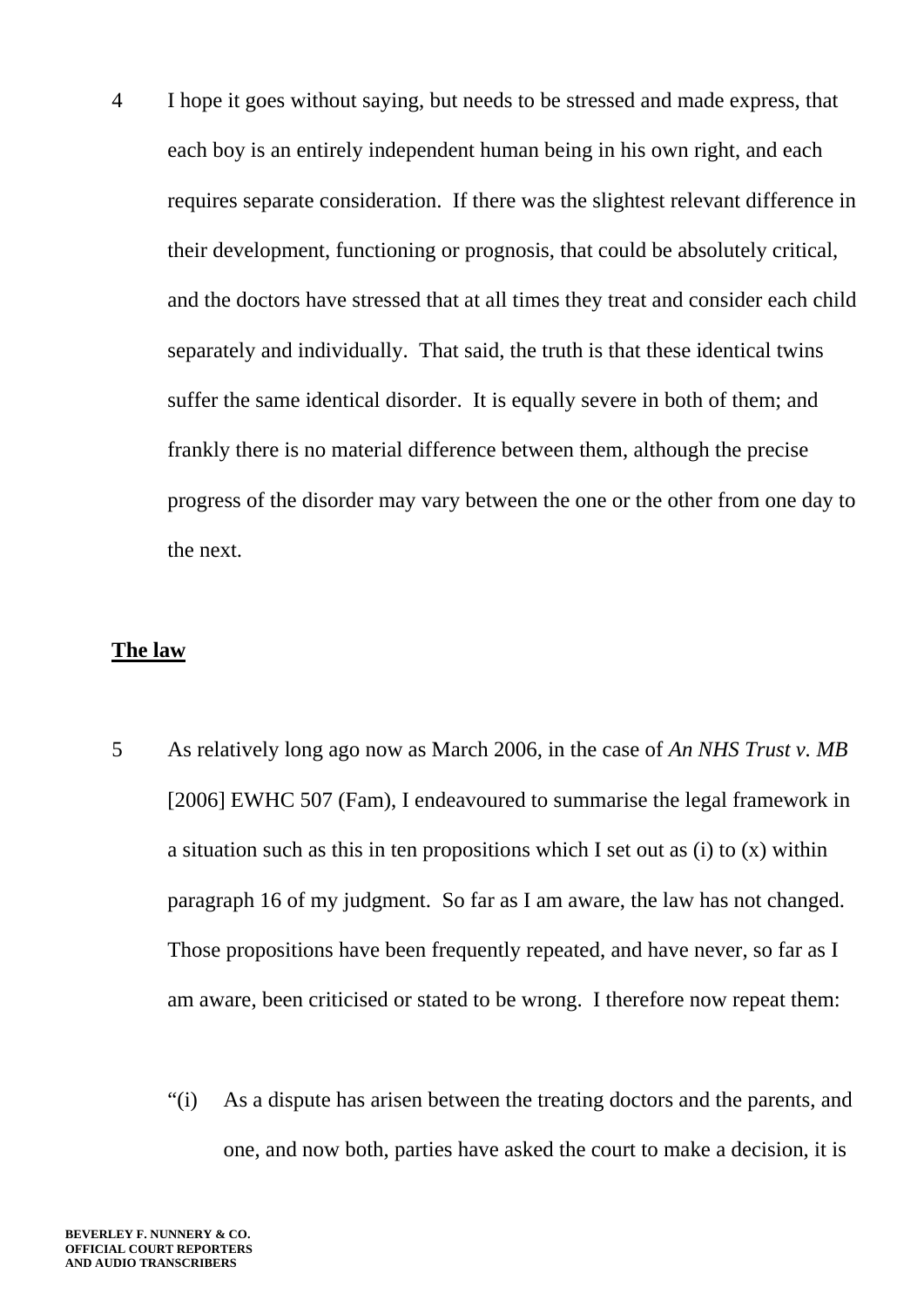4 I hope it goes without saying, but needs to be stressed and made express, that each boy is an entirely independent human being in his own right, and each requires separate consideration. If there was the slightest relevant difference in their development, functioning or prognosis, that could be absolutely critical, and the doctors have stressed that at all times they treat and consider each child separately and individually. That said, the truth is that these identical twins suffer the same identical disorder. It is equally severe in both of them; and frankly there is no material difference between them, although the precise progress of the disorder may vary between the one or the other from one day to the next.

## <u>The law</u>

5 As relatively long ago now as March 2006, in the case of *An NHS Trust v. MB* [2006] EWHC 507 (Fam), I endeavoured to summarise the legal framework in a situation such as this in ten propositions which I set out as (i) to (x) within paragraph 16 of my judgment. So far as I am aware, the law has not changed. Those propositions have been frequently repeated, and have never, so far as I am aware, been criticised or stated to be wrong. I therefore now repeat them:

"(i) As a dispute has arisen between the treating doctors and the parents, and one, and now both, parties have asked the court to make a decision, it is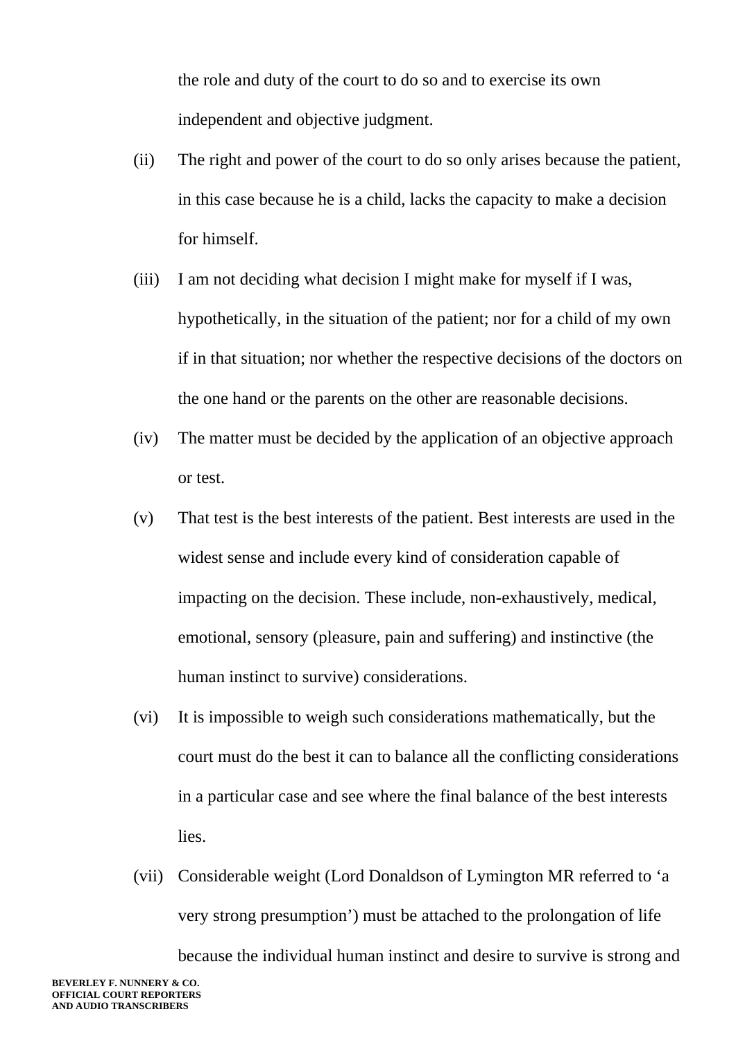the role and duty of the court to do so and to exercise its own independent and objective judgment.

(ii) The right and power of the court to do so only arises because the patient, in this case because he is a child, lacks the capacity to make a decision for himself.

(iii) I am not deciding what decision I might make for myself if I was, hypothetically, in the situation of the patient; nor for a child of my own if in that situation; nor whether the respective decisions of the doctors on the one hand or the parents on the other are reasonable decisions.

(iv) The matter must be decided by the application of an objective approach or test.

(v) That test is the best interests of the patient. Best interests are used in the widest sense and include every kind of consideration capable of impacting on the decision. These include, non-exhaustively, medical, emotional, sensory (pleasure, pain and suffering) and instinctive (the human instinct to survive) considerations.

(vi) It is impossible to weigh such considerations mathematically, but the court must do the best it can to balance all the conflicting considerations in a particular case and see where the final balance of the best interests lies.

(vii) Considerable weight (Lord Donaldson of Lymington MR referred to 'a very strong presumption') must be attached to the prolongation of life because the individual human instinct and desire to survive is strong and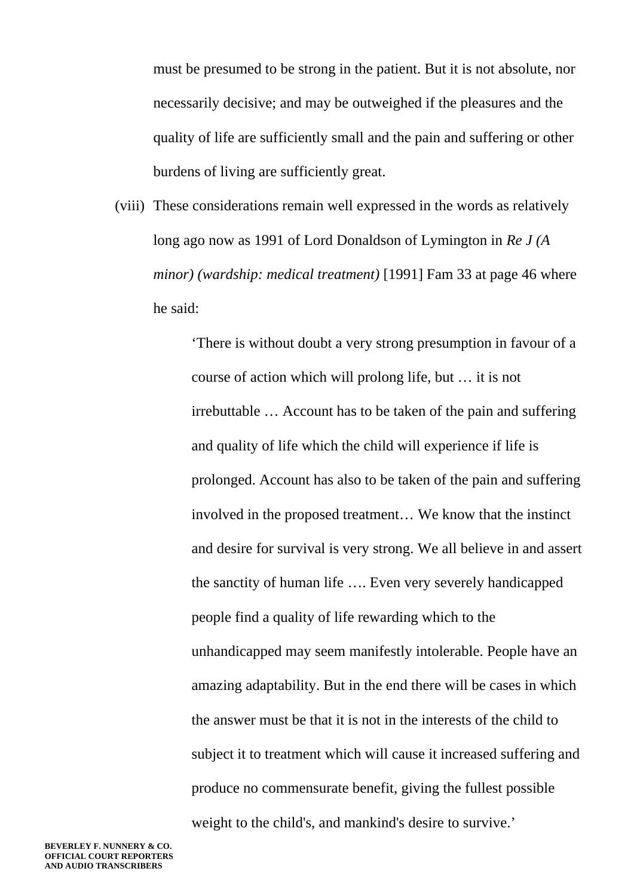must be presumed to be strong in the patient. But it is not absolute, nor necessarily decisive; and may be outweighed if the pleasures and the quality of life are sufficiently small and the pain and suffering or other burdens of living are sufficiently great.

(viii) These considerations remain well expressed in the words as relatively long ago now as 1991 of Lord Donaldson of Lymington in *Re J (A minor) (wardship: medical treatment)* [1991] Fam 33 at page 46 where he said:

> ‘There is without doubt a very strong presumption in favour of a course of action which will prolong life, but … it is not irrebuttable … Account has to be taken of the pain and suffering and quality of life which the child will experience if life is prolonged. Account has also to be taken of the pain and suffering involved in the proposed treatment… We know that the instinct and desire for survival is very strong. We all believe in and assert the sanctity of human life …. Even very severely handicapped people find a quality of life rewarding which to the unhandicapped may seem manifestly intolerable. People have an amazing adaptability. But in the end there will be cases in which the answer must be that it is not in the interests of the child to subject it to treatment which will cause it increased suffering and produce no commensurate benefit, giving the fullest possible weight to the child's, and mankind's desire to survive.’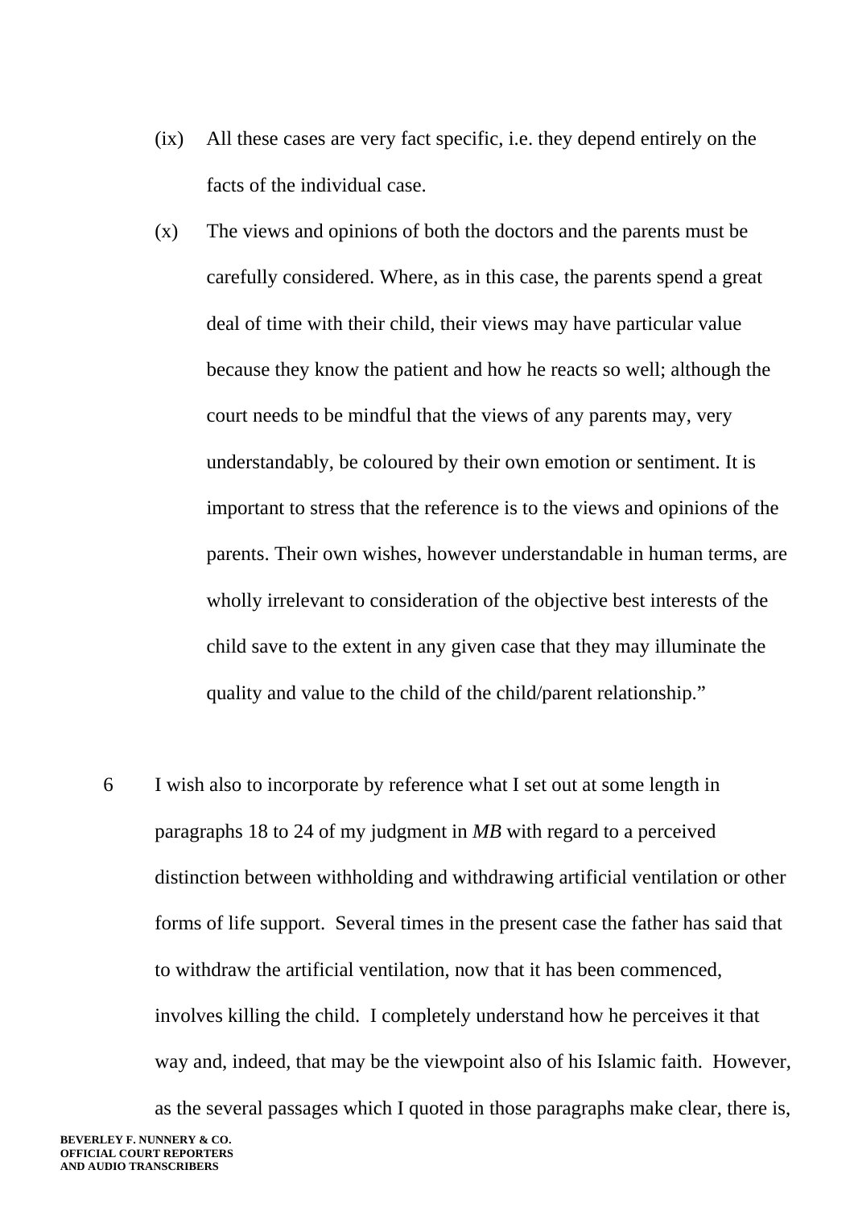(ix) All these cases are very fact specific, i.e. they depend entirely on the facts of the individual case.

(x) The views and opinions of both the doctors and the parents must be carefully considered. Where, as in this case, the parents spend a great deal of time with their child, their views may have particular value because they know the patient and how he reacts so well; although the court needs to be mindful that the views of any parents may, very understandably, be coloured by their own emotion or sentiment. It is important to stress that the reference is to the views and opinions of the parents. Their own wishes, however understandable in human terms, are wholly irrelevant to consideration of the objective best interests of the child save to the extent in any given case that they may illuminate the quality and value to the child of the child/parent relationship."

6 I wish also to incorporate by reference what I set out at some length in paragraphs 18 to 24 of my judgment in *MB* with regard to a perceived distinction between withholding and withdrawing artificial ventilation or other forms of life support. Several times in the present case the father has said that to withdraw the artificial ventilation, now that it has been commenced, involves killing the child. I completely understand how he perceives it that way and, indeed, that may be the viewpoint also of his Islamic faith. However, as the several passages which I quoted in those paragraphs make clear, there is,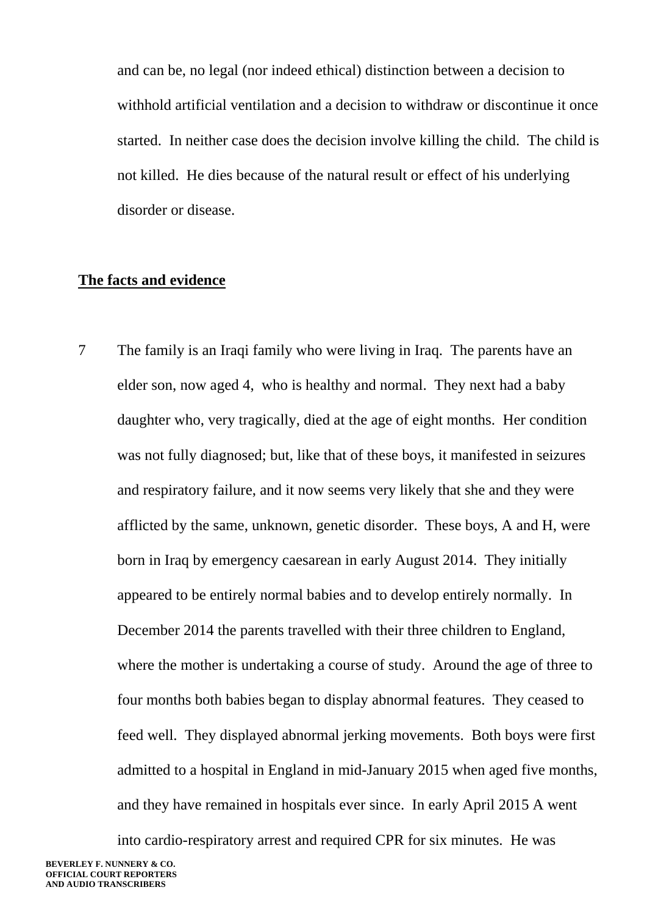and can be, no legal (nor indeed ethical) distinction between a decision to withhold artificial ventilation and a decision to withdraw or discontinue it once started. In neither case does the decision involve killing the child. The child is not killed. He dies because of the natural result or effect of his underlying disorder or disease.

**The facts and evidence**

7 The family is an Iraqi family who were living in Iraq. The parents have an elder son, now aged 4, who is healthy and normal. They next had a baby daughter who, very tragically, died at the age of eight months. Her condition was not fully diagnosed; but, like that of these boys, it manifested in seizures and respiratory failure, and it now seems very likely that she and they were afflicted by the same, unknown, genetic disorder. These boys, A and H, were born in Iraq by emergency caesarean in early August 2014. They initially appeared to be entirely normal babies and to develop entirely normally. In December 2014 the parents travelled with their three children to England, where the mother is undertaking a course of study. Around the age of three to four months both babies began to display abnormal features. They ceased to feed well. They displayed abnormal jerking movements. Both boys were first admitted to a hospital in England in mid-January 2015 when aged five months, and they have remained in hospitals ever since. In early April 2015 A went into cardio-respiratory arrest and required CPR for six minutes. He was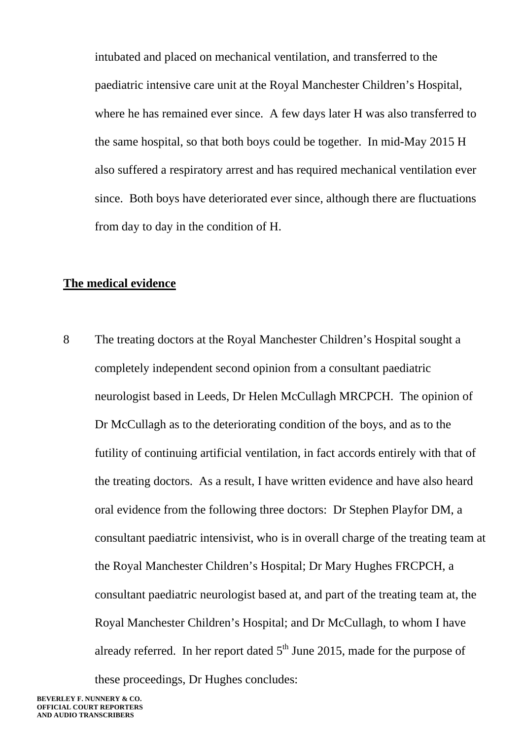intubated and placed on mechanical ventilation, and transferred to the paediatric intensive care unit at the Royal Manchester Children's Hospital, where he has remained ever since. A few days later H was also transferred to the same hospital, so that both boys could be together. In mid-May 2015 H also suffered a respiratory arrest and has required mechanical ventilation ever since. Both boys have deteriorated ever since, although there are fluctuations from day to day in the condition of H.

**The medical evidence**

8 The treating doctors at the Royal Manchester Children's Hospital sought a completely independent second opinion from a consultant paediatric neurologist based in Leeds, Dr Helen McCullagh MRCPCH. The opinion of Dr McCullagh as to the deteriorating condition of the boys, and as to the futility of continuing artificial ventilation, in fact accords entirely with that of the treating doctors. As a result, I have written evidence and have also heard oral evidence from the following three doctors: Dr Stephen Playfor DM, a consultant paediatric intensivist, who is in overall charge of the treating team at the Royal Manchester Children's Hospital; Dr Mary Hughes FRCPCH, a consultant paediatric neurologist based at, and part of the treating team at, the Royal Manchester Children's Hospital; and Dr McCullagh, to whom I have already referred. In her report dated 5th June 2015, made for the purpose of these proceedings, Dr Hughes concludes: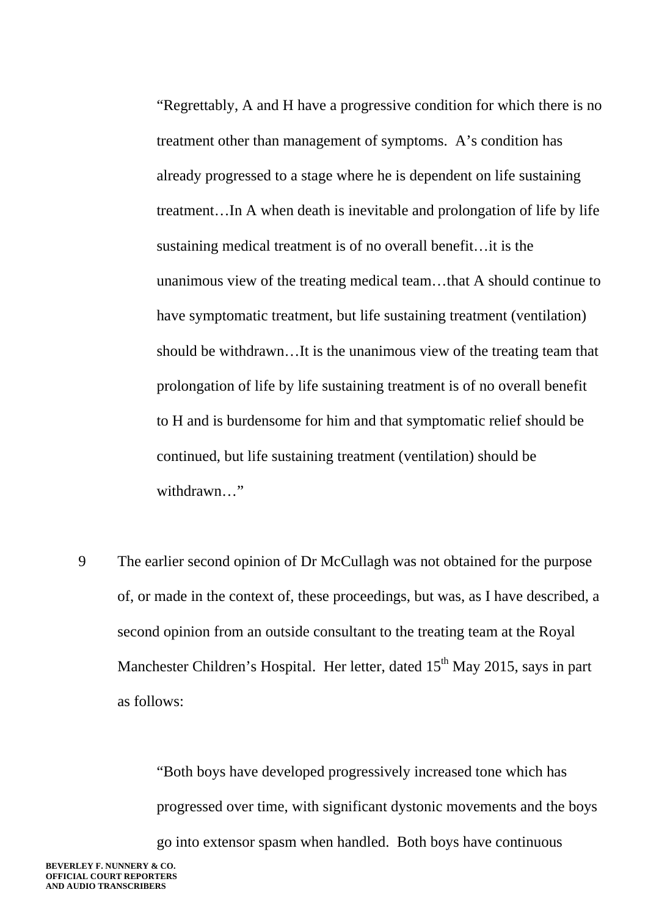> "Regrettably, A and H have a progressive condition for which there is no treatment other than management of symptoms. A's condition has already progressed to a stage where he is dependent on life sustaining treatment…In A when death is inevitable and prolongation of life by life sustaining medical treatment is of no overall benefit…it is the unanimous view of the treating medical team…that A should continue to have symptomatic treatment, but life sustaining treatment (ventilation) should be withdrawn…It is the unanimous view of the treating team that prolongation of life by life sustaining treatment is of no overall benefit to H and is burdensome for him and that symptomatic relief should be continued, but life sustaining treatment (ventilation) should be withdrawn…"

9 The earlier second opinion of Dr McCullagh was not obtained for the purpose of, or made in the context of, these proceedings, but was, as I have described, a second opinion from an outside consultant to the treating team at the Royal Manchester Children's Hospital. Her letter, dated 15th May 2015, says in part as follows:

> "Both boys have developed progressively increased tone which has progressed over time, with significant dystonic movements and the boys go into extensor spasm when handled. Both boys have continuous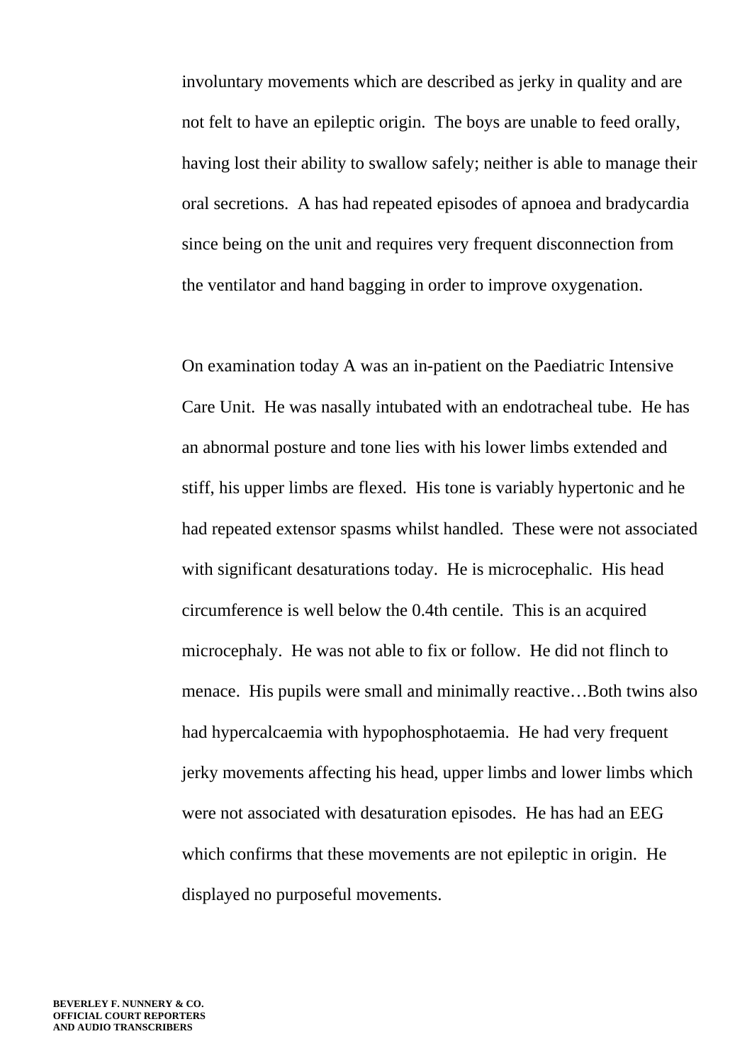involuntary movements which are described as jerky in quality and are not felt to have an epileptic origin. The boys are unable to feed orally, having lost their ability to swallow safely; neither is able to manage their oral secretions. A has had repeated episodes of apnoea and bradycardia since being on the unit and requires very frequent disconnection from the ventilator and hand bagging in order to improve oxygenation.

On examination today A was an in-patient on the Paediatric Intensive Care Unit. He was nasally intubated with an endotracheal tube. He has an abnormal posture and tone lies with his lower limbs extended and stiff, his upper limbs are flexed. His tone is variably hypertonic and he had repeated extensor spasms whilst handled. These were not associated with significant desaturations today. He is microcephalic. His head circumference is well below the 0.4th centile. This is an acquired microcephaly. He was not able to fix or follow. He did not flinch to menace. His pupils were small and minimally reactive…Both twins also had hypercalcaemia with hypophosphotaemia. He had very frequent jerky movements affecting his head, upper limbs and lower limbs which were not associated with desaturation episodes. He has had an EEG which confirms that these movements are not epileptic in origin. He displayed no purposeful movements.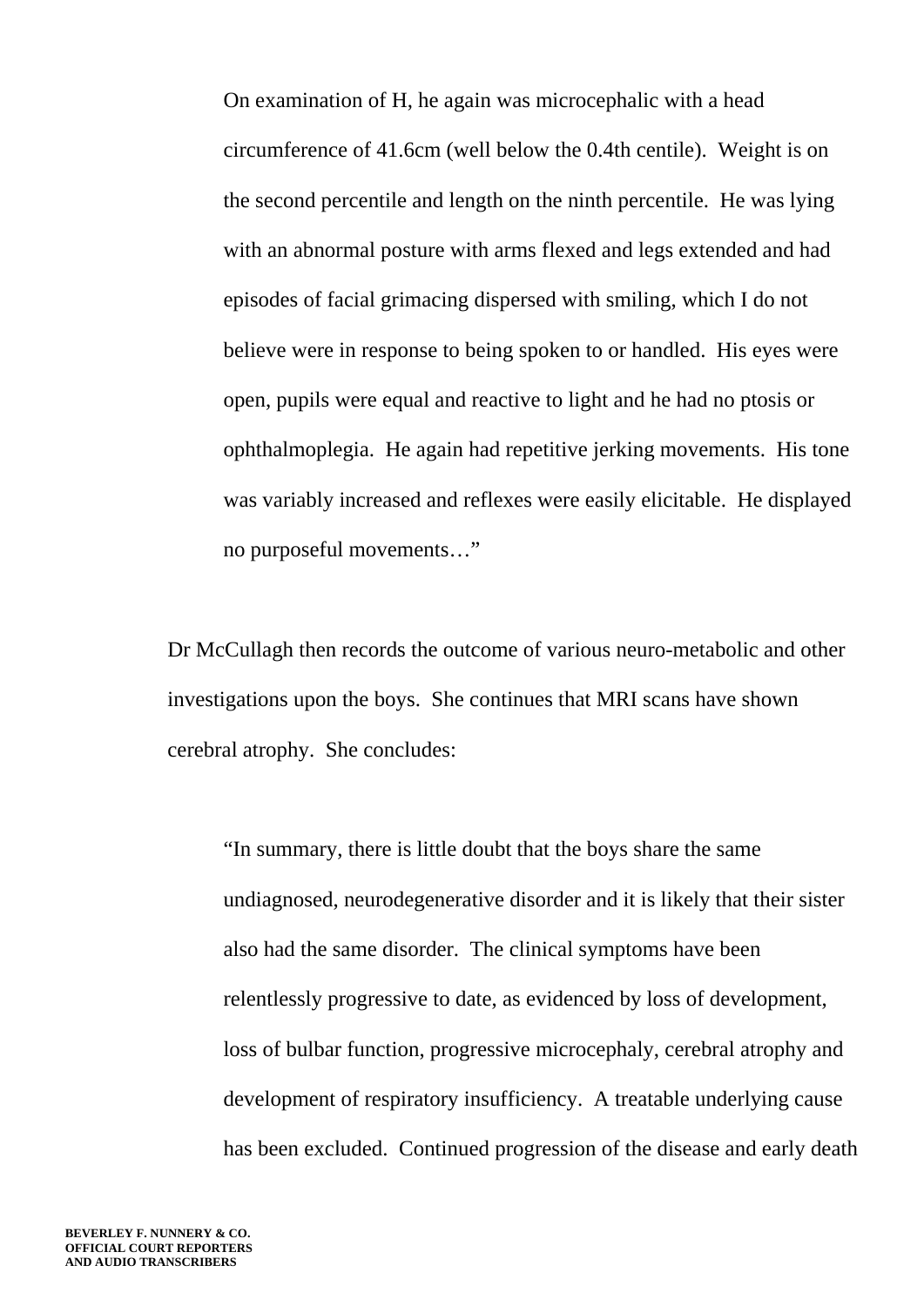> On examination of H, he again was microcephalic with a head circumference of 41.6cm (well below the 0.4th centile). Weight is on the second percentile and length on the ninth percentile. He was lying with an abnormal posture with arms flexed and legs extended and had episodes of facial grimacing dispersed with smiling, which I do not believe were in response to being spoken to or handled. His eyes were open, pupils were equal and reactive to light and he had no ptosis or ophthalmoplegia. He again had repetitive jerking movements. His tone was variably increased and reflexes were easily elicitable. He displayed no purposeful movements…"

Dr McCullagh then records the outcome of various neuro-metabolic and other investigations upon the boys. She continues that MRI scans have shown cerebral atrophy. She concludes:

> "In summary, there is little doubt that the boys share the same undiagnosed, neurodegenerative disorder and it is likely that their sister also had the same disorder. The clinical symptoms have been relentlessly progressive to date, as evidenced by loss of development, loss of bulbar function, progressive microcephaly, cerebral atrophy and development of respiratory insufficiency. A treatable underlying cause has been excluded. Continued progression of the disease and early death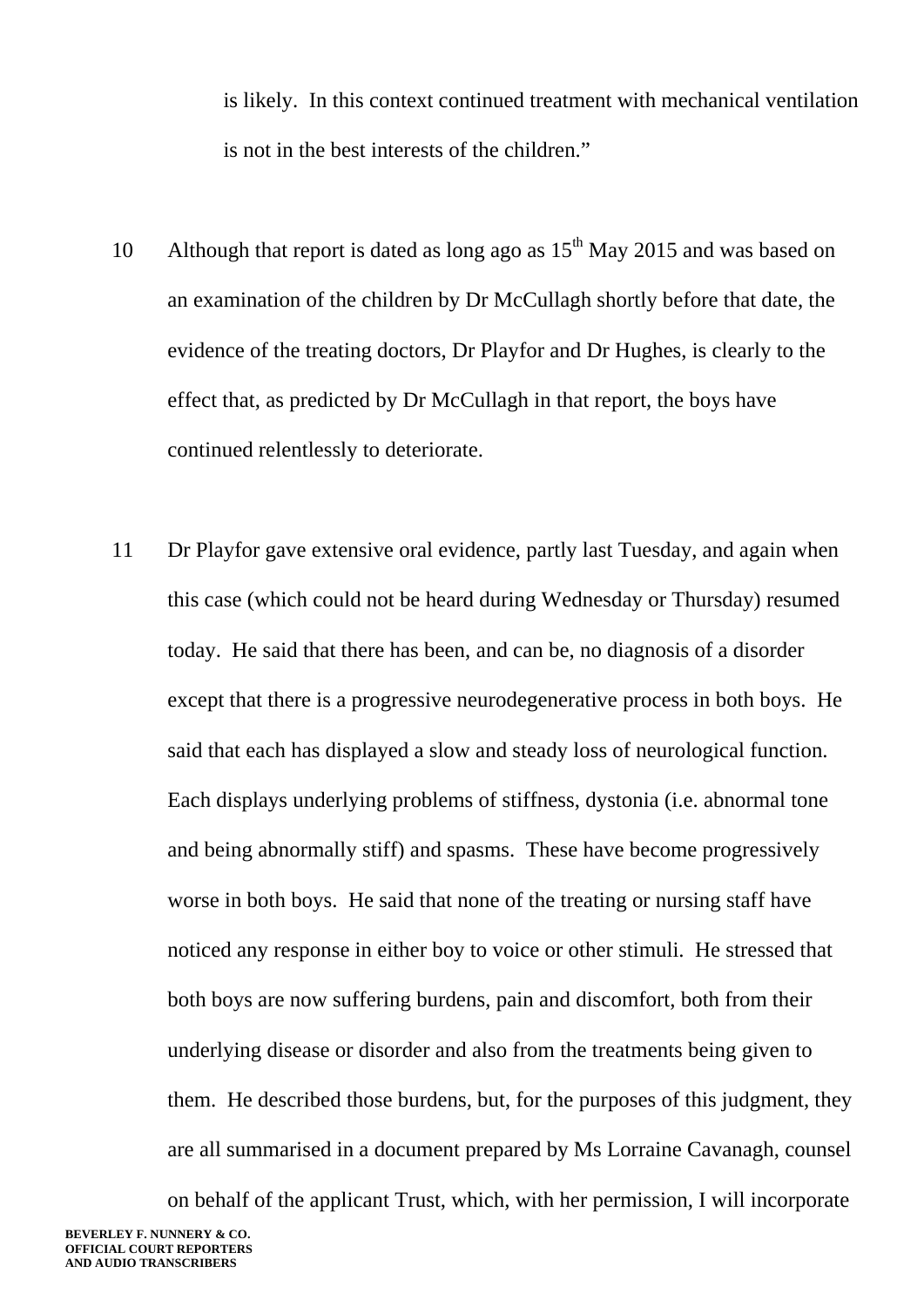is likely. In this context continued treatment with mechanical ventilation is not in the best interests of the children."

10 Although that report is dated as long ago as 15th May 2015 and was based on an examination of the children by Dr McCullagh shortly before that date, the evidence of the treating doctors, Dr Playfor and Dr Hughes, is clearly to the effect that, as predicted by Dr McCullagh in that report, the boys have continued relentlessly to deteriorate.

11 Dr Playfor gave extensive oral evidence, partly last Tuesday, and again when this case (which could not be heard during Wednesday or Thursday) resumed today. He said that there has been, and can be, no diagnosis of a disorder except that there is a progressive neurodegenerative process in both boys. He said that each has displayed a slow and steady loss of neurological function. Each displays underlying problems of stiffness, dystonia (i.e. abnormal tone and being abnormally stiff) and spasms. These have become progressively worse in both boys. He said that none of the treating or nursing staff have noticed any response in either boy to voice or other stimuli. He stressed that both boys are now suffering burdens, pain and discomfort, both from their underlying disease or disorder and also from the treatments being given to them. He described those burdens, but, for the purposes of this judgment, they are all summarised in a document prepared by Ms Lorraine Cavanagh, counsel on behalf of the applicant Trust, which, with her permission, I will incorporate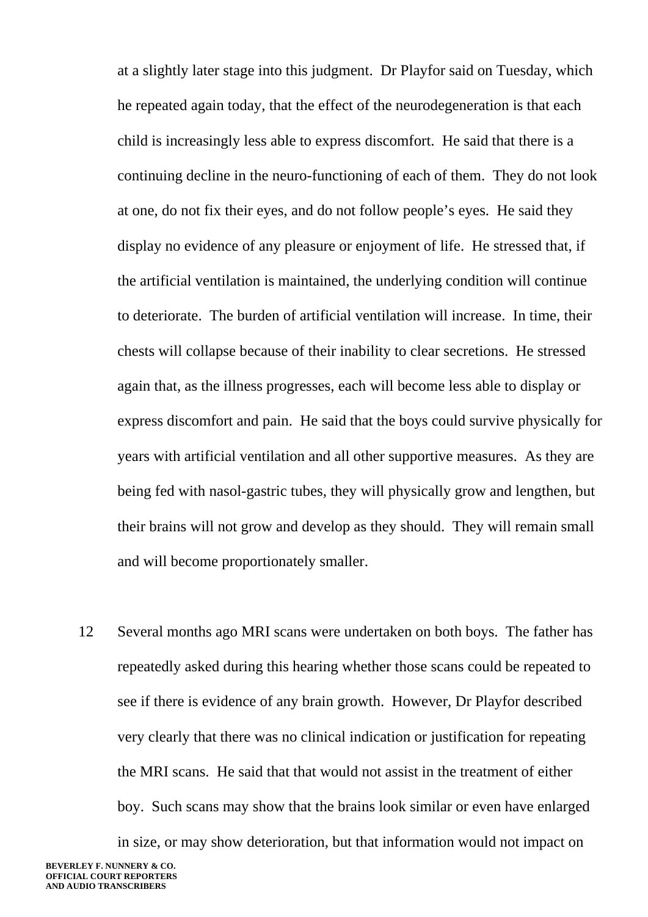at a slightly later stage into this judgment. Dr Playfor said on Tuesday, which he repeated again today, that the effect of the neurodegeneration is that each child is increasingly less able to express discomfort. He said that there is a continuing decline in the neuro-functioning of each of them. They do not look at one, do not fix their eyes, and do not follow people's eyes. He said they display no evidence of any pleasure or enjoyment of life. He stressed that, if the artificial ventilation is maintained, the underlying condition will continue to deteriorate. The burden of artificial ventilation will increase. In time, their chests will collapse because of their inability to clear secretions. He stressed again that, as the illness progresses, each will become less able to display or express discomfort and pain. He said that the boys could survive physically for years with artificial ventilation and all other supportive measures. As they are being fed with nasol-gastric tubes, they will physically grow and lengthen, but their brains will not grow and develop as they should. They will remain small and will become proportionately smaller.

12 Several months ago MRI scans were undertaken on both boys. The father has repeatedly asked during this hearing whether those scans could be repeated to see if there is evidence of any brain growth. However, Dr Playfor described very clearly that there was no clinical indication or justification for repeating the MRI scans. He said that that would not assist in the treatment of either boy. Such scans may show that the brains look similar or even have enlarged in size, or may show deterioration, but that information would not impact on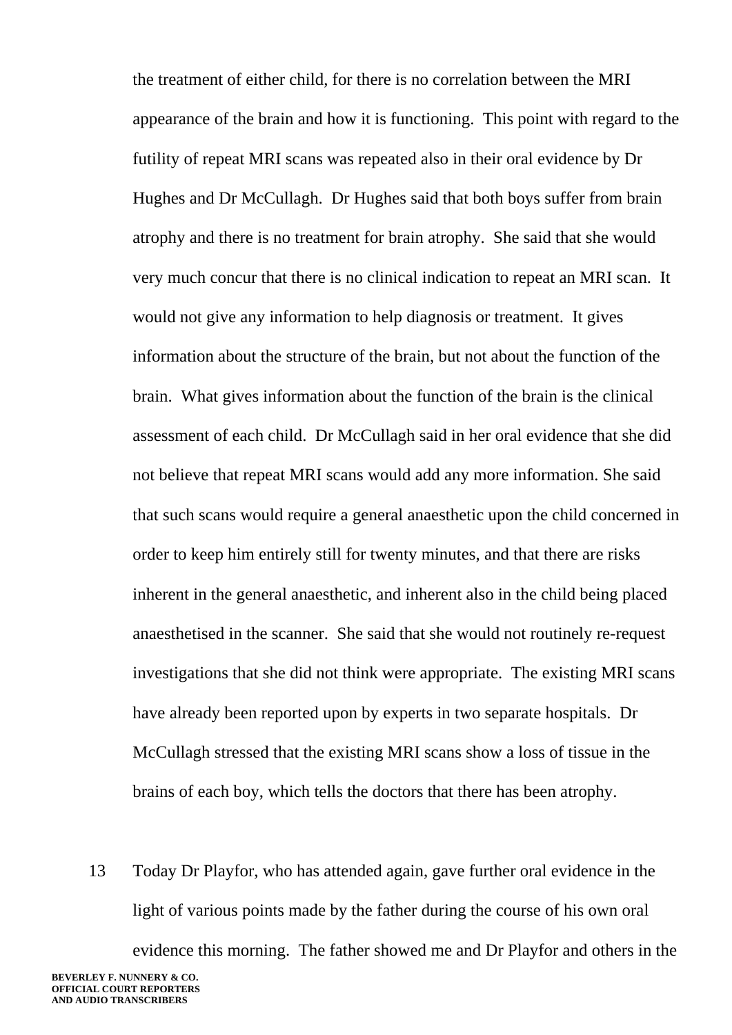the treatment of either child, for there is no correlation between the MRI appearance of the brain and how it is functioning. This point with regard to the futility of repeat MRI scans was repeated also in their oral evidence by Dr Hughes and Dr McCullagh. Dr Hughes said that both boys suffer from brain atrophy and there is no treatment for brain atrophy. She said that she would very much concur that there is no clinical indication to repeat an MRI scan. It would not give any information to help diagnosis or treatment. It gives information about the structure of the brain, but not about the function of the brain. What gives information about the function of the brain is the clinical assessment of each child. Dr McCullagh said in her oral evidence that she did not believe that repeat MRI scans would add any more information. She said that such scans would require a general anaesthetic upon the child concerned in order to keep him entirely still for twenty minutes, and that there are risks inherent in the general anaesthetic, and inherent also in the child being placed anaesthetised in the scanner. She said that she would not routinely re-request investigations that she did not think were appropriate. The existing MRI scans have already been reported upon by experts in two separate hospitals. Dr McCullagh stressed that the existing MRI scans show a loss of tissue in the brains of each boy, which tells the doctors that there has been atrophy.

13 Today Dr Playfor, who has attended again, gave further oral evidence in the light of various points made by the father during the course of his own oral evidence this morning. The father showed me and Dr Playfor and others in the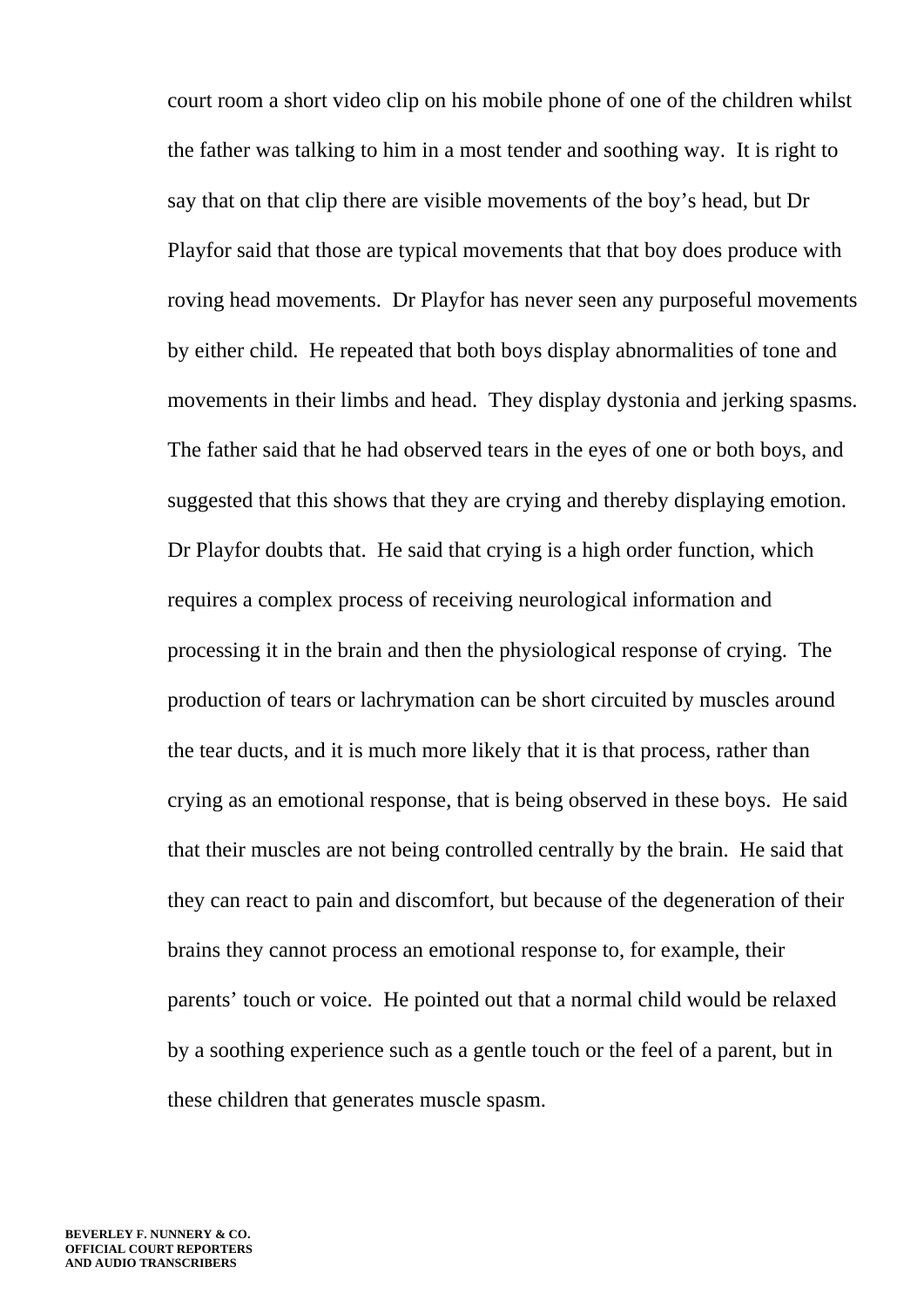court room a short video clip on his mobile phone of one of the children whilst the father was talking to him in a most tender and soothing way. It is right to say that on that clip there are visible movements of the boy's head, but Dr Playfor said that those are typical movements that that boy does produce with roving head movements. Dr Playfor has never seen any purposeful movements by either child. He repeated that both boys display abnormalities of tone and movements in their limbs and head. They display dystonia and jerking spasms. The father said that he had observed tears in the eyes of one or both boys, and suggested that this shows that they are crying and thereby displaying emotion. Dr Playfor doubts that. He said that crying is a high order function, which requires a complex process of receiving neurological information and processing it in the brain and then the physiological response of crying. The production of tears or lachrymation can be short circuited by muscles around the tear ducts, and it is much more likely that it is that process, rather than crying as an emotional response, that is being observed in these boys. He said that their muscles are not being controlled centrally by the brain. He said that they can react to pain and discomfort, but because of the degeneration of their brains they cannot process an emotional response to, for example, their parents' touch or voice. He pointed out that a normal child would be relaxed by a soothing experience such as a gentle touch or the feel of a parent, but in these children that generates muscle spasm.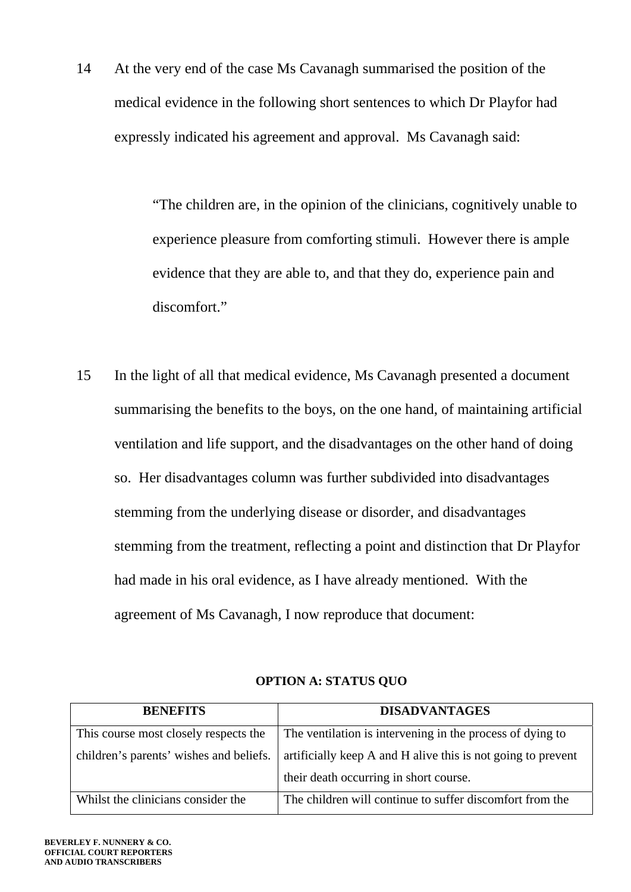14 At the very end of the case Ms Cavanagh summarised the position of the medical evidence in the following short sentences to which Dr Playfor had expressly indicated his agreement and approval. Ms Cavanagh said:

> "The children are, in the opinion of the clinicians, cognitively unable to experience pleasure from comforting stimuli. However there is ample evidence that they are able to, and that they do, experience pain and discomfort."

15 In the light of all that medical evidence, Ms Cavanagh presented a document summarising the benefits to the boys, on the one hand, of maintaining artificial ventilation and life support, and the disadvantages on the other hand of doing so. Her disadvantages column was further subdivided into disadvantages stemming from the underlying disease or disorder, and disadvantages stemming from the treatment, reflecting a point and distinction that Dr Playfor had made in his oral evidence, as I have already mentioned. With the agreement of Ms Cavanagh, I now reproduce that document:

**OPTION A: STATUS QUO**

| BENEFITS | DISADVANTAGES |
|---|---|
| This course most closely respects the children's parents' wishes and beliefs. | The ventilation is intervening in the process of dying to artificially keep A and H alive this is not going to prevent their death occurring in short course. |
| Whilst the clinicians consider the | The children will continue to suffer discomfort from the |

BEVERLEY F. NUNNERY & CO.
OFFICIAL COURT REPORTERS
AND AUDIO TRANSCRIBERS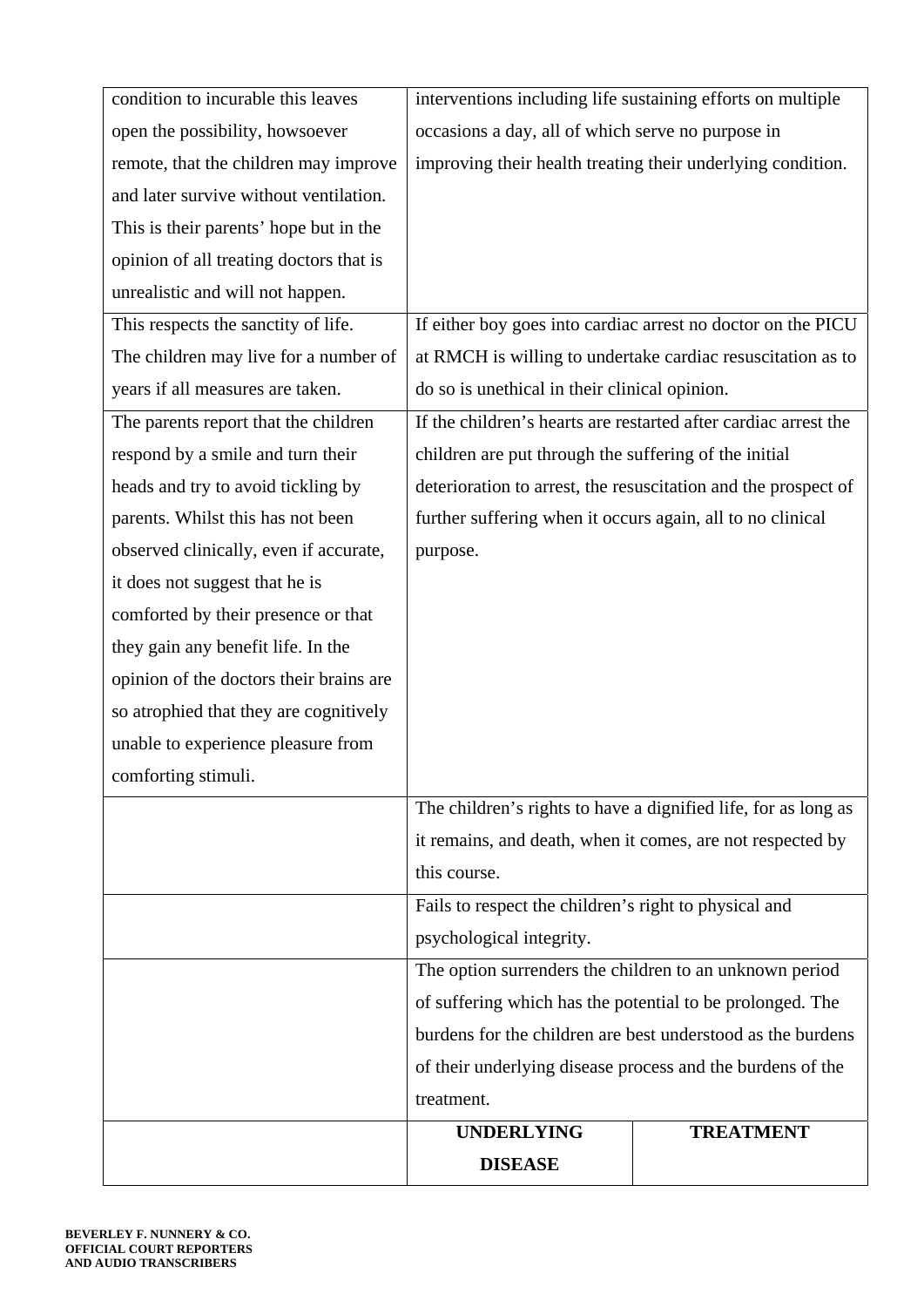| | | |
|---|---|---|
| condition to incurable this leaves open the possibility, howsoever remote, that the children may improve and later survive without ventilation. This is their parents' hope but in the opinion of all treating doctors that is unrealistic and will not happen. | interventions including life sustaining efforts on multiple occasions a day, all of which serve no purpose in improving their health treating their underlying condition. | |
| This respects the sanctity of life. The children may live for a number of years if all measures are taken. | If either boy goes into cardiac arrest no doctor on the PICU at RMCH is willing to undertake cardiac resuscitation as to do so is unethical in their clinical opinion. | |
| The parents report that the children respond by a smile and turn their heads and try to avoid tickling by parents. Whilst this has not been observed clinically, even if accurate, it does not suggest that he is comforted by their presence or that they gain any benefit life. In the opinion of the doctors their brains are so atrophied that they are cognitively unable to experience pleasure from comforting stimuli. | If the children's hearts are restarted after cardiac arrest the children are put through the suffering of the initial deterioration to arrest, the resuscitation and the prospect of further suffering when it occurs again, all to no clinical purpose. | |
| | The children's rights to have a dignified life, for as long as it remains, and death, when it comes, are not respected by this course. | |
| | Fails to respect the children's right to physical and psychological integrity. | |
| | The option surrenders the children to an unknown period of suffering which has the potential to be prolonged. The burdens for the children are best understood as the burdens of their underlying disease process and the burdens of the treatment. | |
| | **UNDERLYING DISEASE** | **TREATMENT** |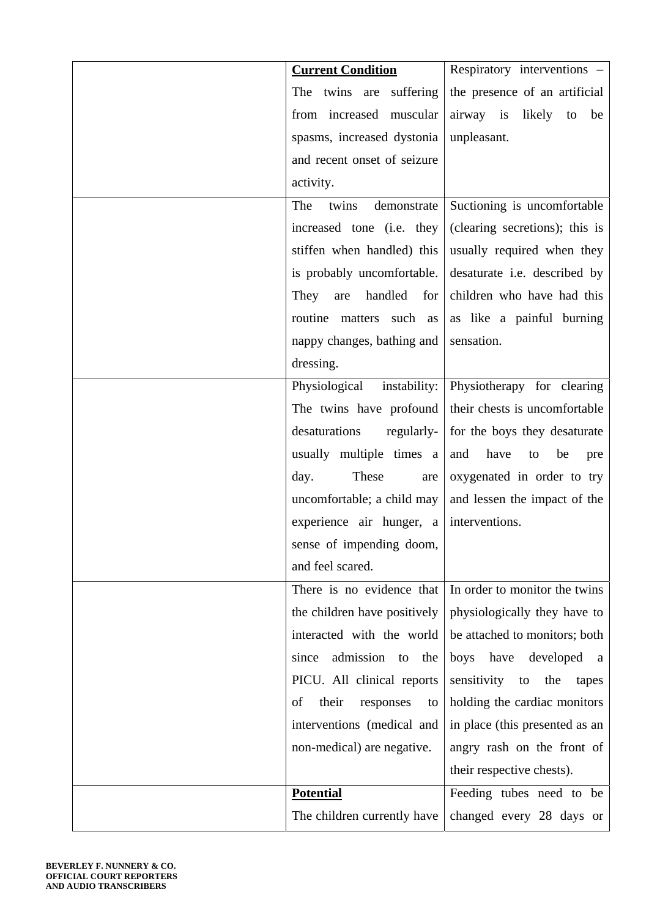| | | |
|---|---|---|
| | **Current Condition** The twins are suffering from increased muscular spasms, increased dystonia and recent onset of seizure activity. | Respiratory interventions – the presence of an artificial airway is likely to be unpleasant. |
| | The twins demonstrate increased tone (i.e. they stiffen when handled) this is probably uncomfortable. They are handled for routine matters such as nappy changes, bathing and dressing. | Suctioning is uncomfortable (clearing secretions); this is usually required when they desaturate i.e. described by children who have had this as like a painful burning sensation. |
| | Physiological instability: The twins have profound desaturations regularly- usually multiple times a day. These are uncomfortable; a child may experience air hunger, a sense of impending doom, and feel scared. | Physiotherapy for clearing their chests is uncomfortable for the boys they desaturate and have to be pre oxygenated in order to try and lessen the impact of the interventions. |
| | There is no evidence that the children have positively interacted with the world since admission to the PICU. All clinical reports of their responses to interventions (medical and non-medical) are negative. | In order to monitor the twins physiologically they have to be attached to monitors; both boys have developed a sensitivity to the tapes holding the cardiac monitors in place (this presented as an angry rash on the front of their respective chests). |
| | **Potential** The children currently have | Feeding tubes need to be changed every 28 days or |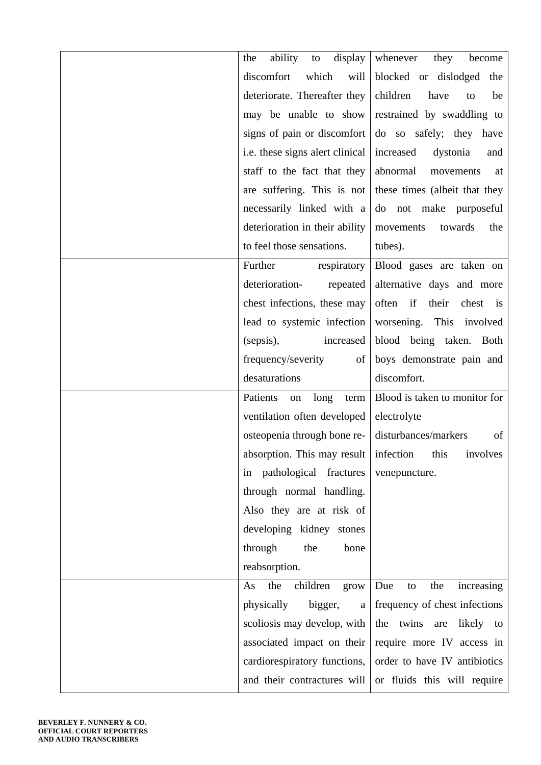| | | |
|---|---|---|
| | the ability to display discomfort which will deteriorate. Thereafter they may be unable to show signs of pain or discomfort i.e. these signs alert clinical staff to the fact that they are suffering. This is not necessarily linked with a deterioration in their ability to feel those sensations. | whenever they become blocked or dislodged the children have to be restrained by swaddling to do so safely; they have increased dystonia and abnormal movements at these times (albeit that they do not make purposeful movements towards the tubes). |
| | Further respiratory deterioration- repeated chest infections, these may lead to systemic infection (sepsis), increased frequency/severity of desaturations | Blood gases are taken on alternative days and more often if their chest is worsening. This involved blood being taken. Both boys demonstrate pain and discomfort. |
| | Patients on long term ventilation often developed osteopenia through bone re-absorption. This may result in pathological fractures through normal handling. Also they are at risk of developing kidney stones through the bone reabsorption. | Blood is taken to monitor for electrolyte disturbances/markers of infection this involves venepuncture. |
| | As the children grow physically bigger, a scoliosis may develop, with associated impact on their cardiorespiratory functions, and their contractures will | Due to the increasing frequency of chest infections the twins are likely to require more IV access in order to have IV antibiotics or fluids this will require |

BEVERLEY F. NUNNERY & CO.
OFFICIAL COURT REPORTERS
AND AUDIO TRANSCRIBERS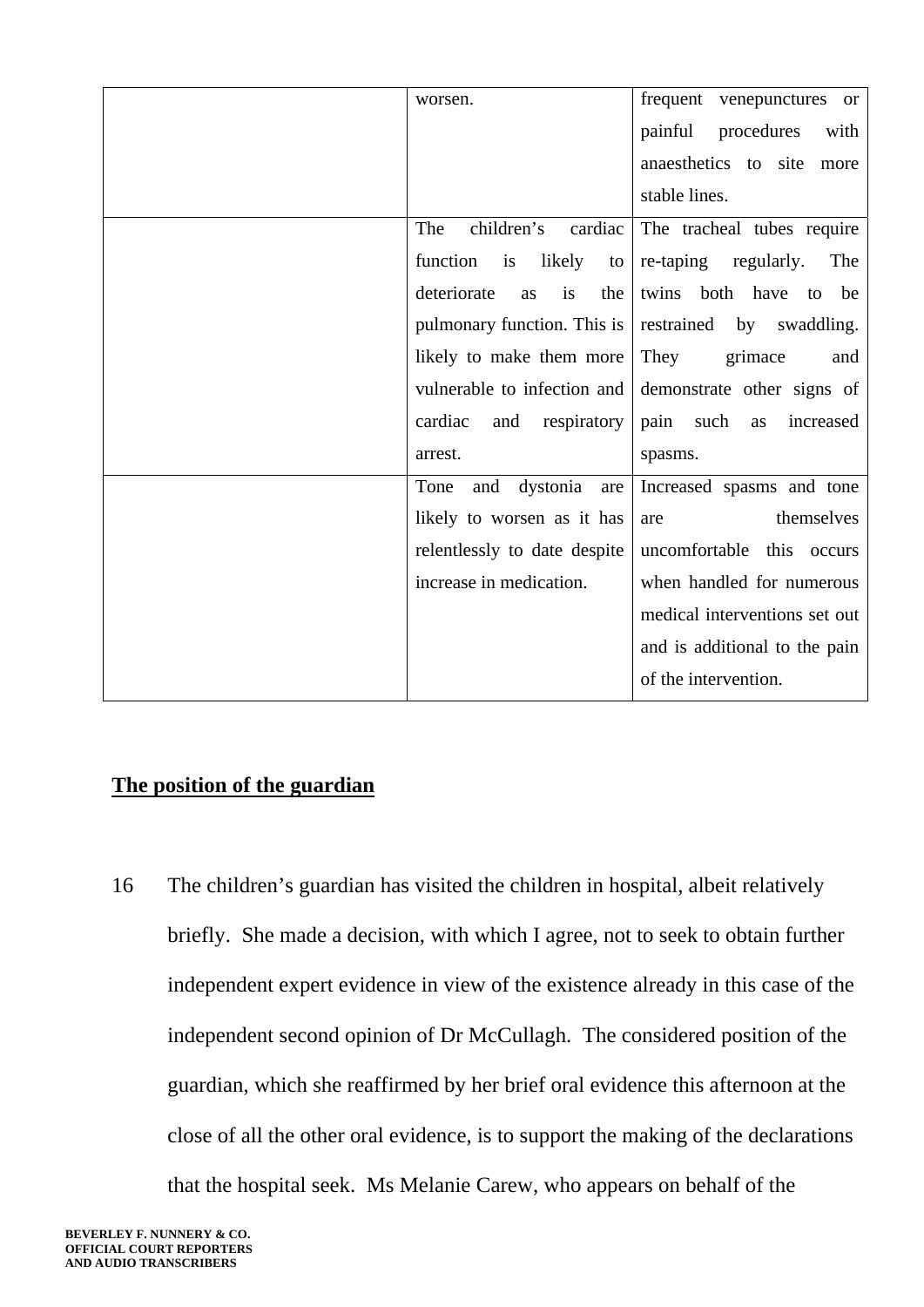| | | |
|---|---|---|
| | worsen. | frequent venepunctures or painful procedures with anaesthetics to site more stable lines. |
| | The children's cardiac function is likely to deteriorate as is the pulmonary function. This is likely to make them more vulnerable to infection and cardiac and respiratory arrest. | The tracheal tubes require re-taping regularly. The twins both have to be restrained by swaddling. They grimace and demonstrate other signs of pain such as increased spasms. |
| | Tone and dystonia are likely to worsen as it has relentlessly to date despite increase in medication. | Increased spasms and tone are themselves uncomfortable this occurs when handled for numerous medical interventions set out and is additional to the pain of the intervention. |

**The position of the guardian**

16 The children's guardian has visited the children in hospital, albeit relatively briefly. She made a decision, with which I agree, not to seek to obtain further independent expert evidence in view of the existence already in this case of the independent second opinion of Dr McCullagh. The considered position of the guardian, which she reaffirmed by her brief oral evidence this afternoon at the close of all the other oral evidence, is to support the making of the declarations that the hospital seek. Ms Melanie Carew, who appears on behalf of the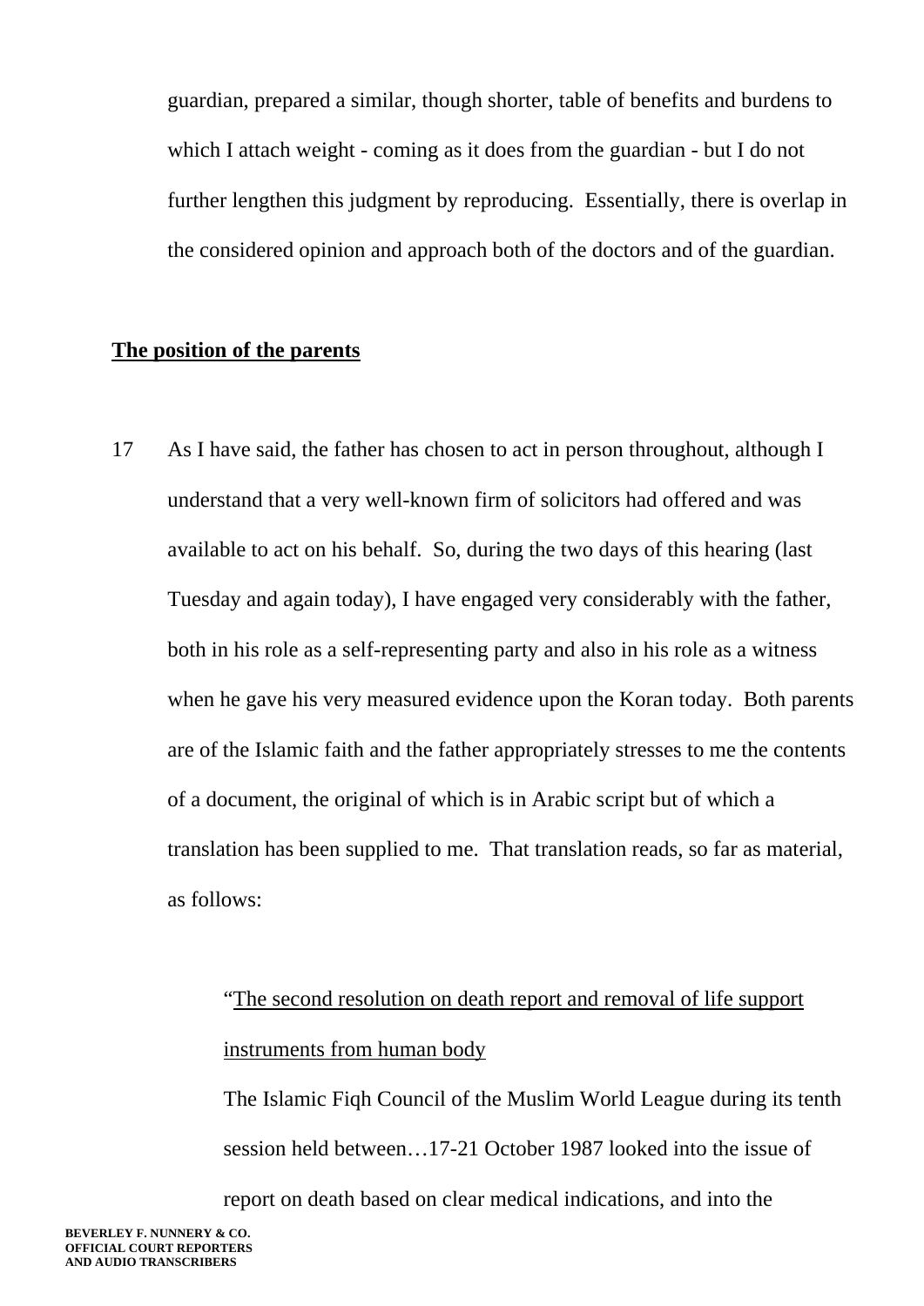guardian, prepared a similar, though shorter, table of benefits and burdens to which I attach weight - coming as it does from the guardian - but I do not further lengthen this judgment by reproducing. Essentially, there is overlap in the considered opinion and approach both of the doctors and of the guardian.

**The position of the parents**

17 As I have said, the father has chosen to act in person throughout, although I understand that a very well-known firm of solicitors had offered and was available to act on his behalf. So, during the two days of this hearing (last Tuesday and again today), I have engaged very considerably with the father, both in his role as a self-representing party and also in his role as a witness when he gave his very measured evidence upon the Koran today. Both parents are of the Islamic faith and the father appropriately stresses to me the contents of a document, the original of which is in Arabic script but of which a translation has been supplied to me. That translation reads, so far as material, as follows:

> "The second resolution on death report and removal of life support instruments from human body
>
> The Islamic Fiqh Council of the Muslim World League during its tenth session held between…17-21 October 1987 looked into the issue of report on death based on clear medical indications, and into the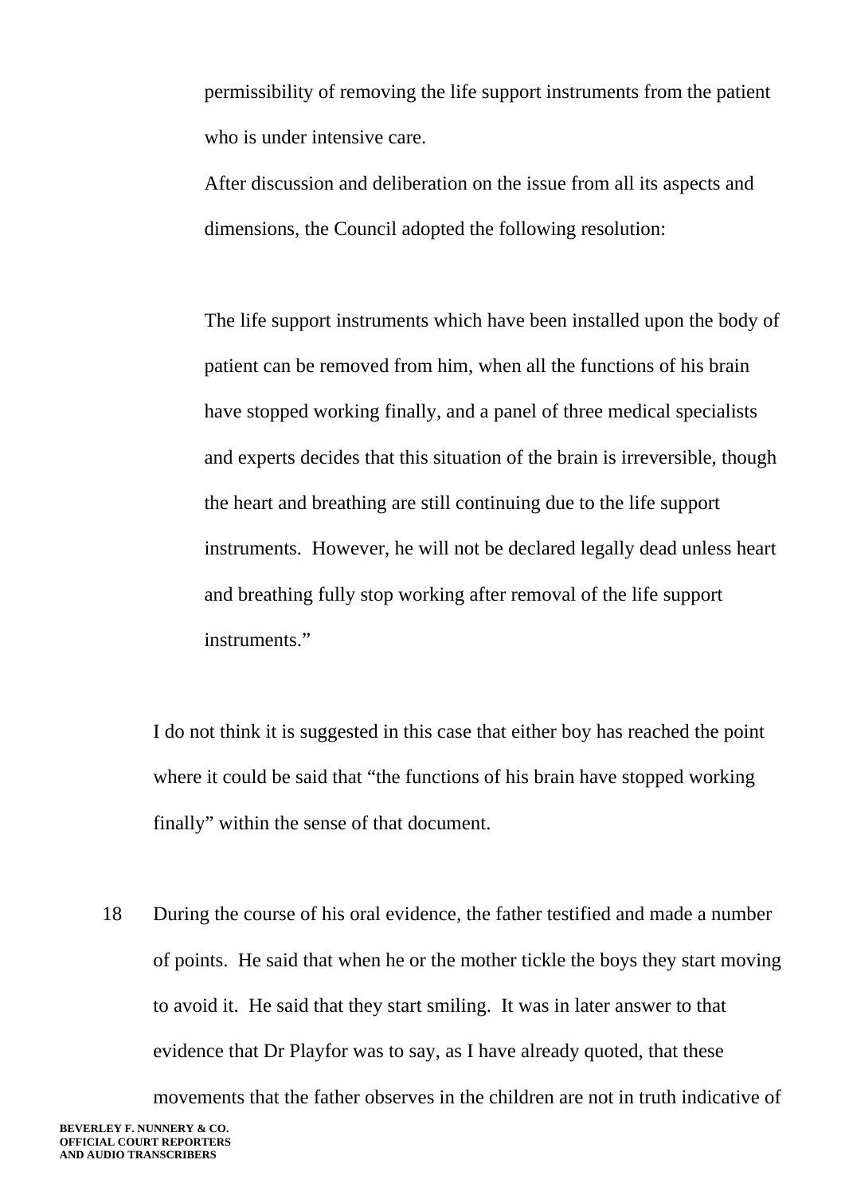permissibility of removing the life support instruments from the patient who is under intensive care.

After discussion and deliberation on the issue from all its aspects and dimensions, the Council adopted the following resolution:

The life support instruments which have been installed upon the body of patient can be removed from him, when all the functions of his brain have stopped working finally, and a panel of three medical specialists and experts decides that this situation of the brain is irreversible, though the heart and breathing are still continuing due to the life support instruments. However, he will not be declared legally dead unless heart and breathing fully stop working after removal of the life support instruments."

I do not think it is suggested in this case that either boy has reached the point where it could be said that "the functions of his brain have stopped working finally" within the sense of that document.

18 During the course of his oral evidence, the father testified and made a number of points. He said that when he or the mother tickle the boys they start moving to avoid it. He said that they start smiling. It was in later answer to that evidence that Dr Playfor was to say, as I have already quoted, that these movements that the father observes in the children are not in truth indicative of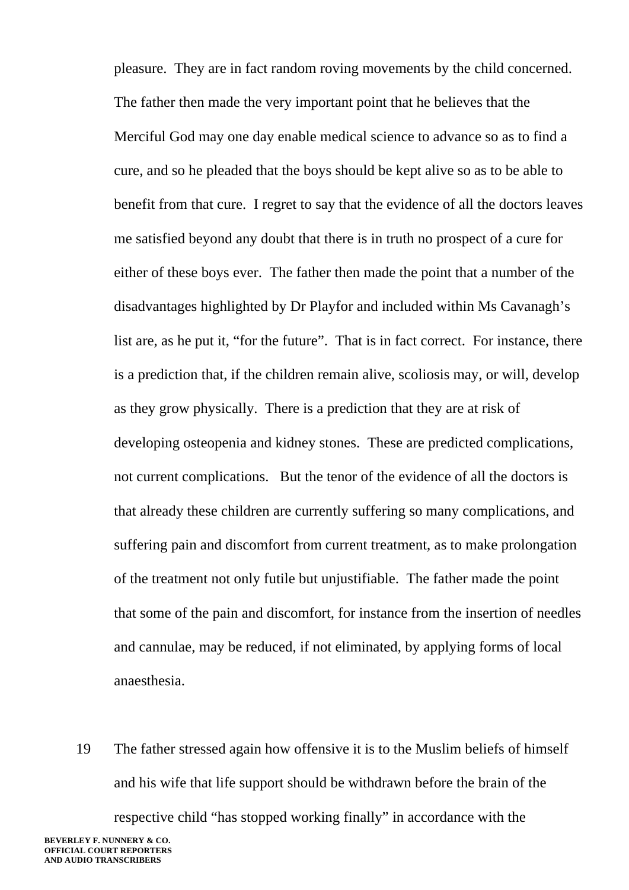pleasure. They are in fact random roving movements by the child concerned. The father then made the very important point that he believes that the Merciful God may one day enable medical science to advance so as to find a cure, and so he pleaded that the boys should be kept alive so as to be able to benefit from that cure. I regret to say that the evidence of all the doctors leaves me satisfied beyond any doubt that there is in truth no prospect of a cure for either of these boys ever. The father then made the point that a number of the disadvantages highlighted by Dr Playfor and included within Ms Cavanagh's list are, as he put it, "for the future". That is in fact correct. For instance, there is a prediction that, if the children remain alive, scoliosis may, or will, develop as they grow physically. There is a prediction that they are at risk of developing osteopenia and kidney stones. These are predicted complications, not current complications. But the tenor of the evidence of all the doctors is that already these children are currently suffering so many complications, and suffering pain and discomfort from current treatment, as to make prolongation of the treatment not only futile but unjustifiable. The father made the point that some of the pain and discomfort, for instance from the insertion of needles and cannulae, may be reduced, if not eliminated, by applying forms of local anaesthesia.

19 The father stressed again how offensive it is to the Muslim beliefs of himself and his wife that life support should be withdrawn before the brain of the respective child "has stopped working finally" in accordance with the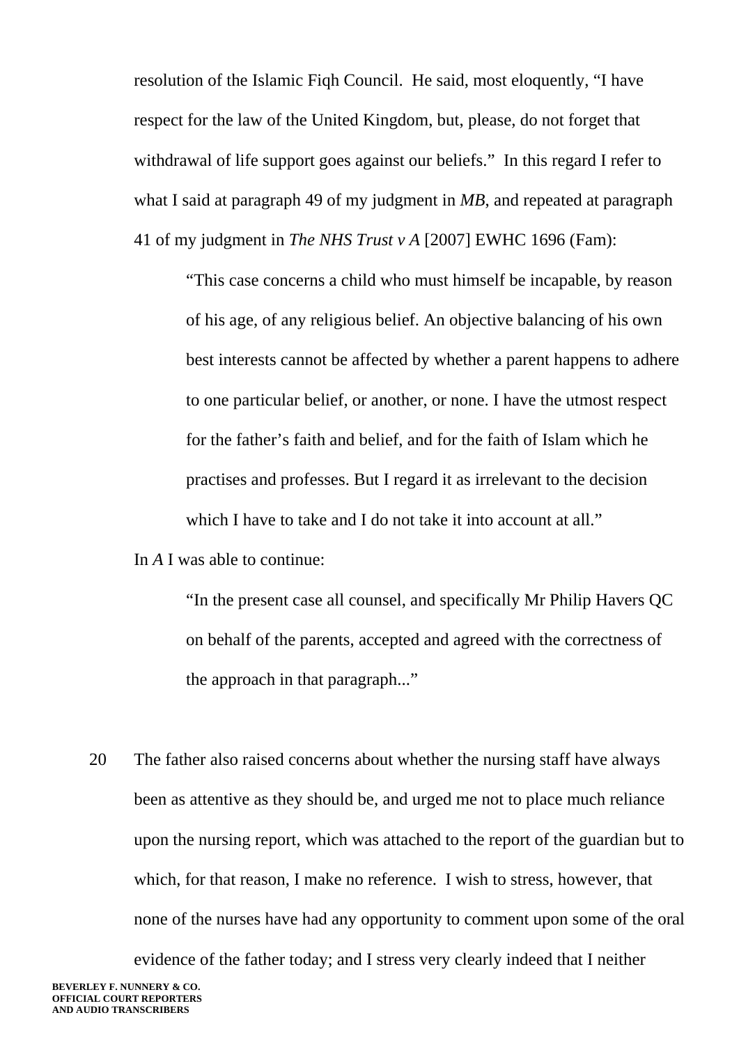resolution of the Islamic Fiqh Council. He said, most eloquently, "I have respect for the law of the United Kingdom, but, please, do not forget that withdrawal of life support goes against our beliefs." In this regard I refer to what I said at paragraph 49 of my judgment in *MB*, and repeated at paragraph 41 of my judgment in *The NHS Trust v A* [2007] EWHC 1696 (Fam):

> "This case concerns a child who must himself be incapable, by reason of his age, of any religious belief. An objective balancing of his own best interests cannot be affected by whether a parent happens to adhere to one particular belief, or another, or none. I have the utmost respect for the father's faith and belief, and for the faith of Islam which he practises and professes. But I regard it as irrelevant to the decision which I have to take and I do not take it into account at all."

In *A* I was able to continue:

> "In the present case all counsel, and specifically Mr Philip Havers QC on behalf of the parents, accepted and agreed with the correctness of the approach in that paragraph..."

20 The father also raised concerns about whether the nursing staff have always been as attentive as they should be, and urged me not to place much reliance upon the nursing report, which was attached to the report of the guardian but to which, for that reason, I make no reference. I wish to stress, however, that none of the nurses have had any opportunity to comment upon some of the oral evidence of the father today; and I stress very clearly indeed that I neither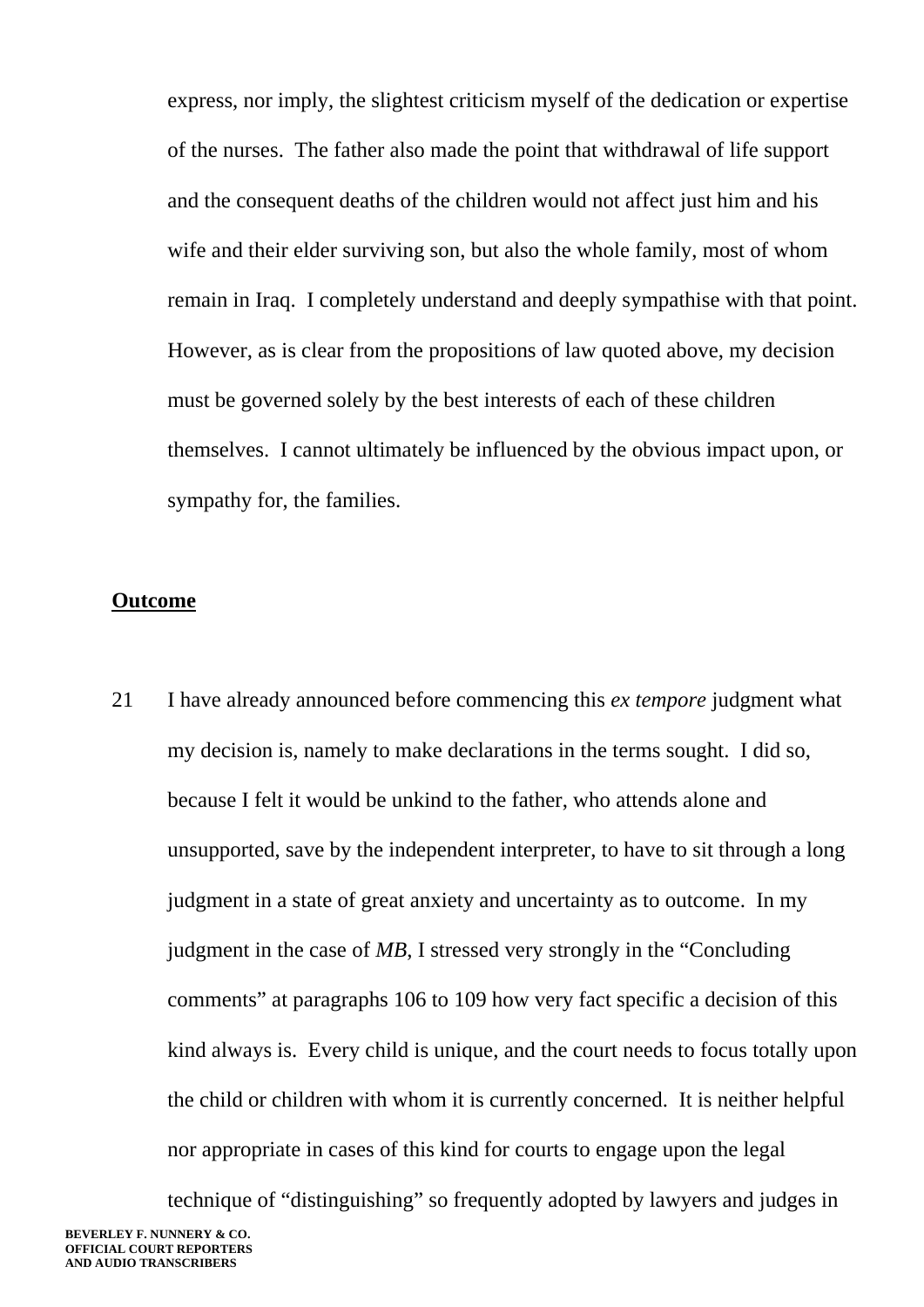express, nor imply, the slightest criticism myself of the dedication or expertise of the nurses. The father also made the point that withdrawal of life support and the consequent deaths of the children would not affect just him and his wife and their elder surviving son, but also the whole family, most of whom remain in Iraq. I completely understand and deeply sympathise with that point. However, as is clear from the propositions of law quoted above, my decision must be governed solely by the best interests of each of these children themselves. I cannot ultimately be influenced by the obvious impact upon, or sympathy for, the families.

**Outcome**

21 I have already announced before commencing this *ex tempore* judgment what my decision is, namely to make declarations in the terms sought. I did so, because I felt it would be unkind to the father, who attends alone and unsupported, save by the independent interpreter, to have to sit through a long judgment in a state of great anxiety and uncertainty as to outcome. In my judgment in the case of *MB*, I stressed very strongly in the "Concluding comments" at paragraphs 106 to 109 how very fact specific a decision of this kind always is. Every child is unique, and the court needs to focus totally upon the child or children with whom it is currently concerned. It is neither helpful nor appropriate in cases of this kind for courts to engage upon the legal technique of "distinguishing" so frequently adopted by lawyers and judges in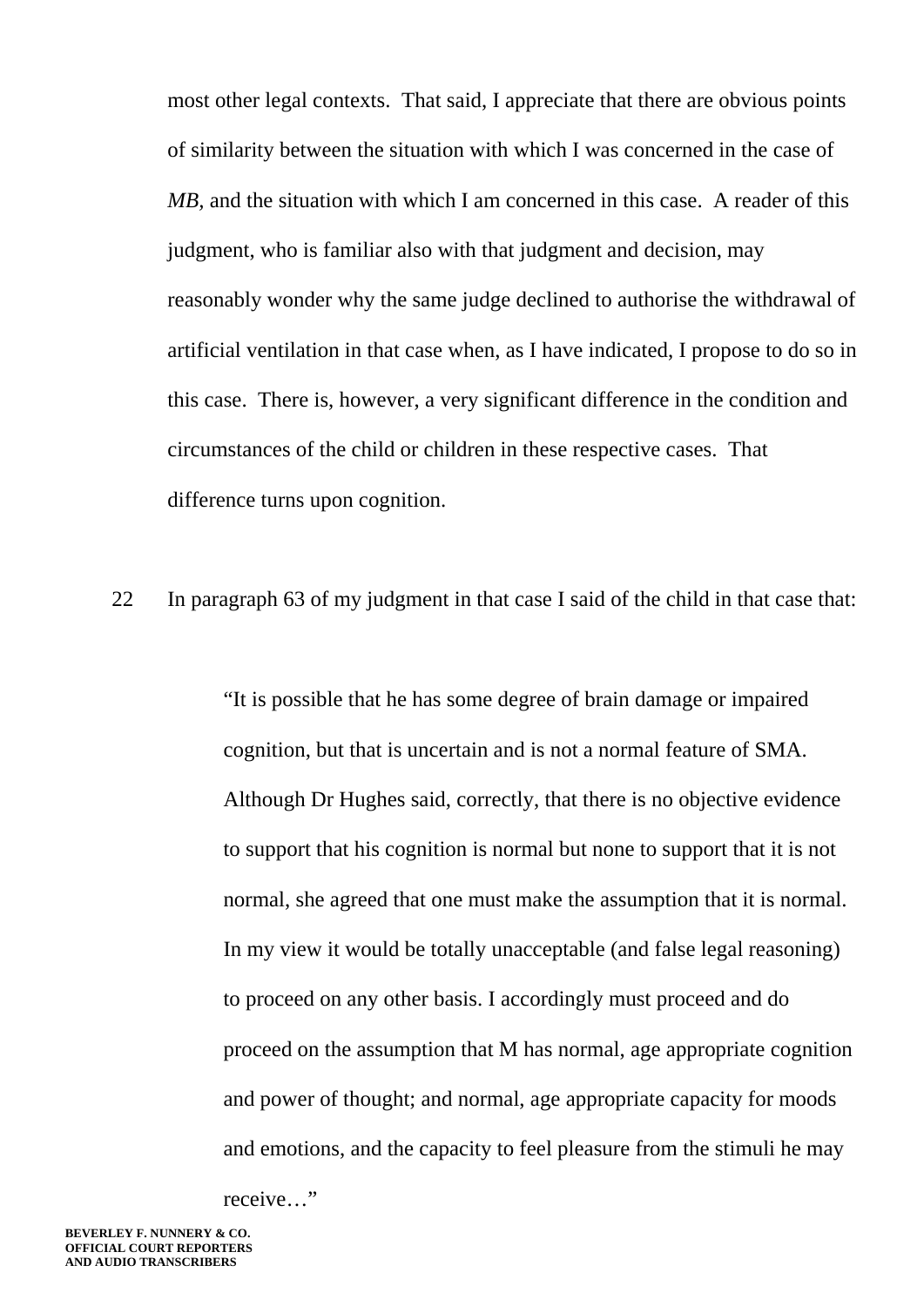most other legal contexts. That said, I appreciate that there are obvious points of similarity between the situation with which I was concerned in the case of *MB*, and the situation with which I am concerned in this case. A reader of this judgment, who is familiar also with that judgment and decision, may reasonably wonder why the same judge declined to authorise the withdrawal of artificial ventilation in that case when, as I have indicated, I propose to do so in this case. There is, however, a very significant difference in the condition and circumstances of the child or children in these respective cases. That difference turns upon cognition.

22 In paragraph 63 of my judgment in that case I said of the child in that case that:

> "It is possible that he has some degree of brain damage or impaired cognition, but that is uncertain and is not a normal feature of SMA. Although Dr Hughes said, correctly, that there is no objective evidence to support that his cognition is normal but none to support that it is not normal, she agreed that one must make the assumption that it is normal. In my view it would be totally unacceptable (and false legal reasoning) to proceed on any other basis. I accordingly must proceed and do proceed on the assumption that M has normal, age appropriate cognition and power of thought; and normal, age appropriate capacity for moods and emotions, and the capacity to feel pleasure from the stimuli he may receive…"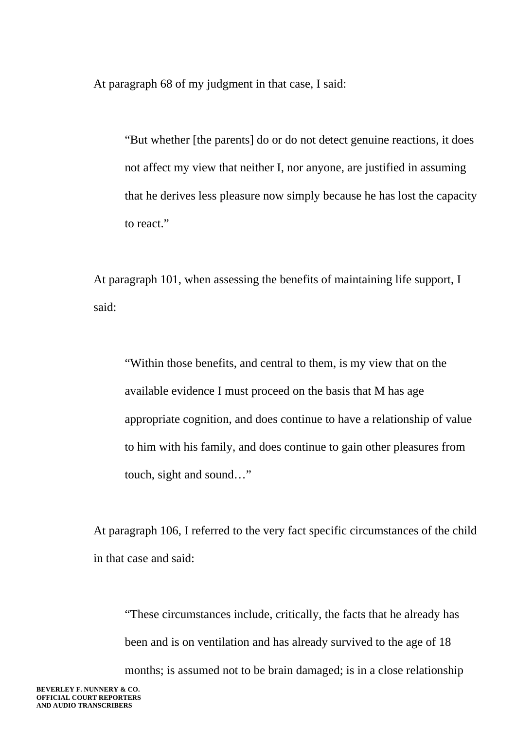At paragraph 68 of my judgment in that case, I said:

> "But whether [the parents] do or do not detect genuine reactions, it does not affect my view that neither I, nor anyone, are justified in assuming that he derives less pleasure now simply because he has lost the capacity to react."

At paragraph 101, when assessing the benefits of maintaining life support, I said:

> "Within those benefits, and central to them, is my view that on the available evidence I must proceed on the basis that M has age appropriate cognition, and does continue to have a relationship of value to him with his family, and does continue to gain other pleasures from touch, sight and sound…"

At paragraph 106, I referred to the very fact specific circumstances of the child in that case and said:

> "These circumstances include, critically, the facts that he already has been and is on ventilation and has already survived to the age of 18 months; is assumed not to be brain damaged; is in a close relationship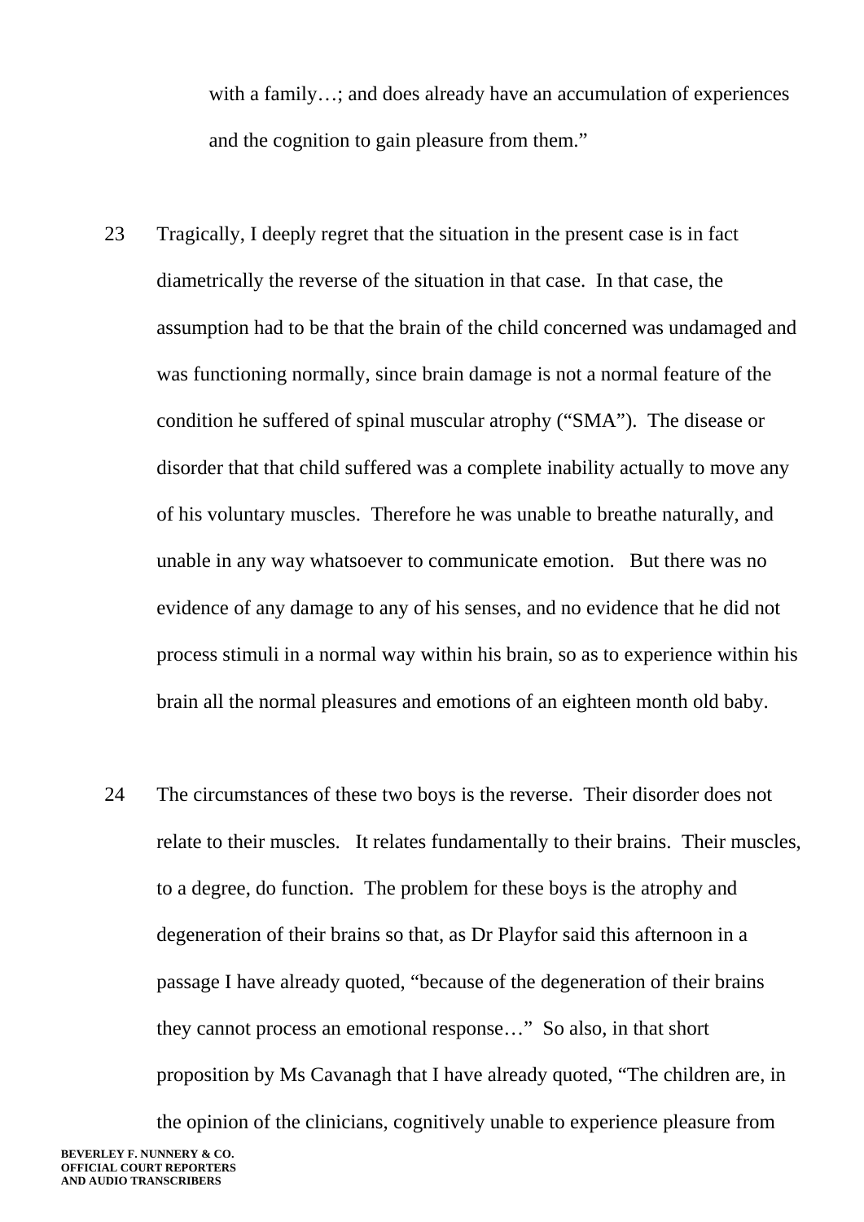with a family…; and does already have an accumulation of experiences and the cognition to gain pleasure from them."

23 Tragically, I deeply regret that the situation in the present case is in fact diametrically the reverse of the situation in that case. In that case, the assumption had to be that the brain of the child concerned was undamaged and was functioning normally, since brain damage is not a normal feature of the condition he suffered of spinal muscular atrophy ("SMA"). The disease or disorder that that child suffered was a complete inability actually to move any of his voluntary muscles. Therefore he was unable to breathe naturally, and unable in any way whatsoever to communicate emotion. But there was no evidence of any damage to any of his senses, and no evidence that he did not process stimuli in a normal way within his brain, so as to experience within his brain all the normal pleasures and emotions of an eighteen month old baby.

24 The circumstances of these two boys is the reverse. Their disorder does not relate to their muscles. It relates fundamentally to their brains. Their muscles, to a degree, do function. The problem for these boys is the atrophy and degeneration of their brains so that, as Dr Playfor said this afternoon in a passage I have already quoted, "because of the degeneration of their brains they cannot process an emotional response…" So also, in that short proposition by Ms Cavanagh that I have already quoted, "The children are, in the opinion of the clinicians, cognitively unable to experience pleasure from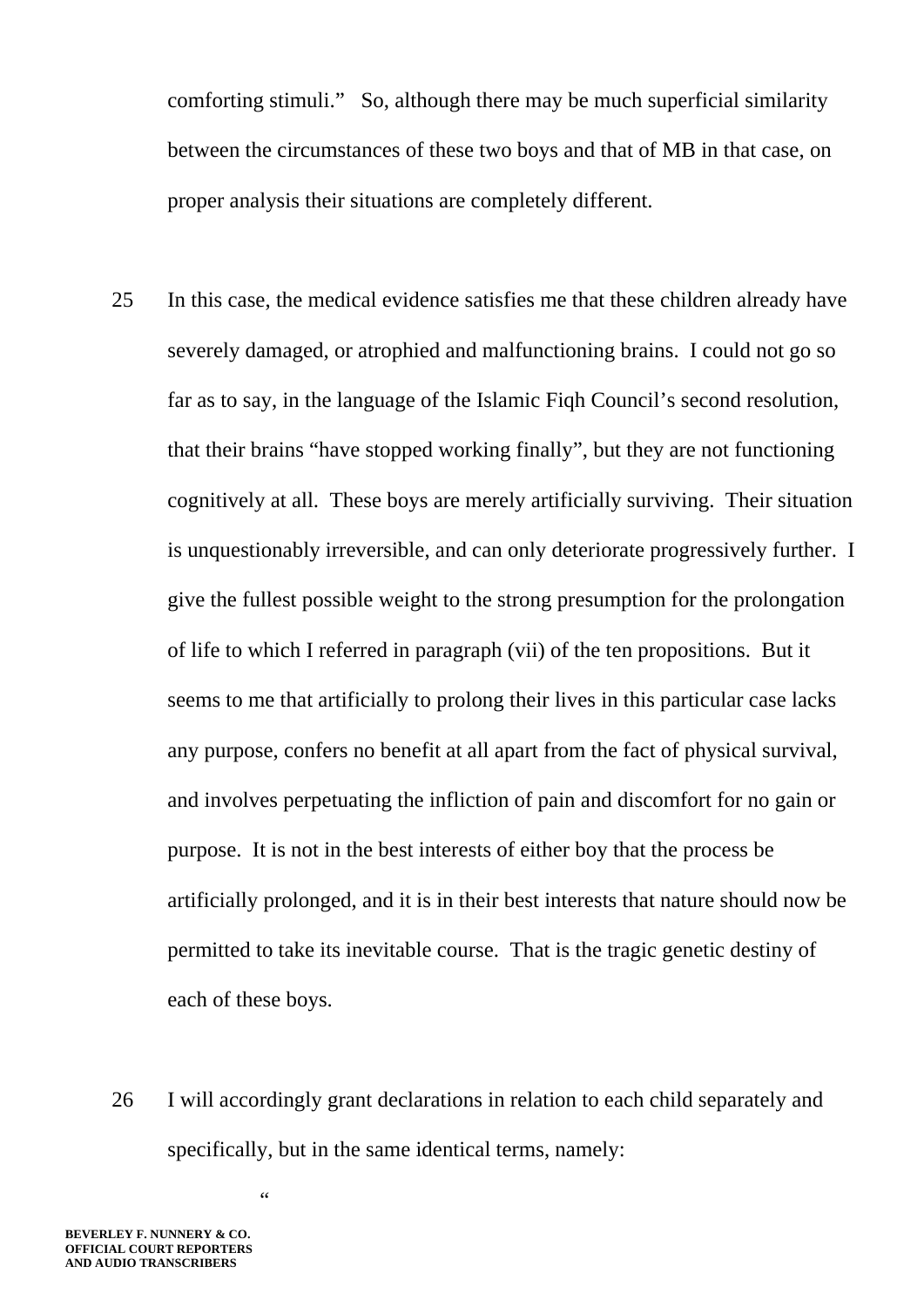comforting stimuli." So, although there may be much superficial similarity between the circumstances of these two boys and that of MB in that case, on proper analysis their situations are completely different.

25 In this case, the medical evidence satisfies me that these children already have severely damaged, or atrophied and malfunctioning brains. I could not go so far as to say, in the language of the Islamic Fiqh Council's second resolution, that their brains "have stopped working finally", but they are not functioning cognitively at all. These boys are merely artificially surviving. Their situation is unquestionably irreversible, and can only deteriorate progressively further. I give the fullest possible weight to the strong presumption for the prolongation of life to which I referred in paragraph (vii) of the ten propositions. But it seems to me that artificially to prolong their lives in this particular case lacks any purpose, confers no benefit at all apart from the fact of physical survival, and involves perpetuating the infliction of pain and discomfort for no gain or purpose. It is not in the best interests of either boy that the process be artificially prolonged, and it is in their best interests that nature should now be permitted to take its inevitable course. That is the tragic genetic destiny of each of these boys.

26 I will accordingly grant declarations in relation to each child separately and specifically, but in the same identical terms, namely:

"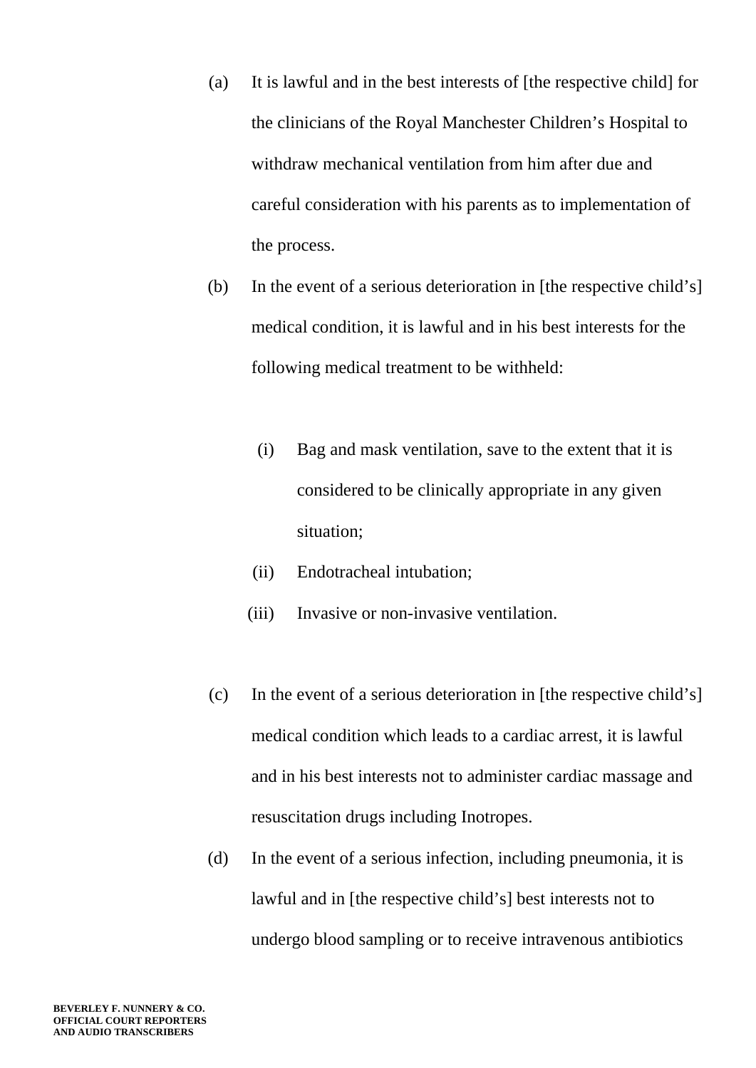(a) It is lawful and in the best interests of [the respective child] for the clinicians of the Royal Manchester Children's Hospital to withdraw mechanical ventilation from him after due and careful consideration with his parents as to implementation of the process.

(b) In the event of a serious deterioration in [the respective child's] medical condition, it is lawful and in his best interests for the following medical treatment to be withheld:

   (i) Bag and mask ventilation, save to the extent that it is considered to be clinically appropriate in any given situation;

   (ii) Endotracheal intubation;

   (iii) Invasive or non-invasive ventilation.

(c) In the event of a serious deterioration in [the respective child's] medical condition which leads to a cardiac arrest, it is lawful and in his best interests not to administer cardiac massage and resuscitation drugs including Inotropes.

(d) In the event of a serious infection, including pneumonia, it is lawful and in [the respective child's] best interests not to undergo blood sampling or to receive intravenous antibiotics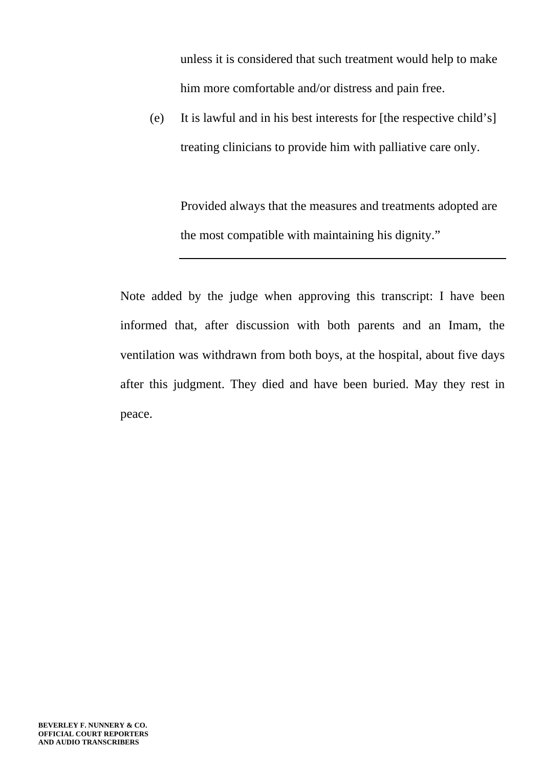unless it is considered that such treatment would help to make him more comfortable and/or distress and pain free.

(e) It is lawful and in his best interests for [the respective child's] treating clinicians to provide him with palliative care only.

Provided always that the measures and treatments adopted are the most compatible with maintaining his dignity."

---

Note added by the judge when approving this transcript: I have been informed that, after discussion with both parents and an Imam, the ventilation was withdrawn from both boys, at the hospital, about five days after this judgment. They died and have been buried. May they rest in peace.